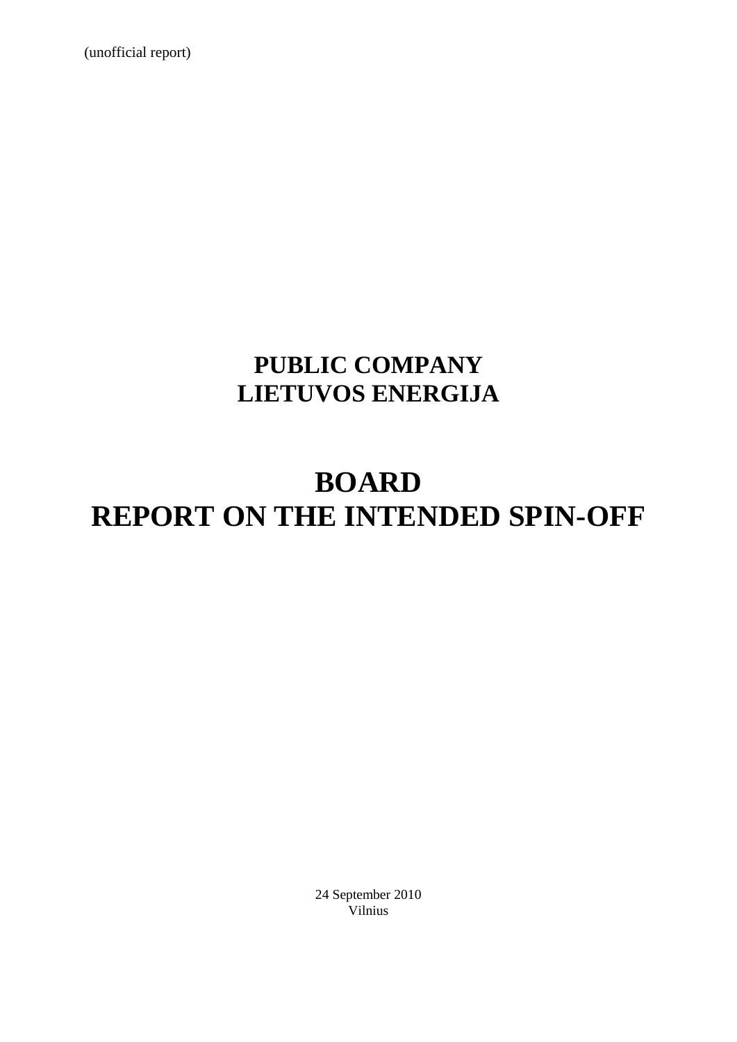(unofficial report)

# PUBLIC COMPANY LIETUVOS ENERGIJA

# BOARD REPORT ON THE INTENDED SPIN-OFF

24 September 2010
Vilnius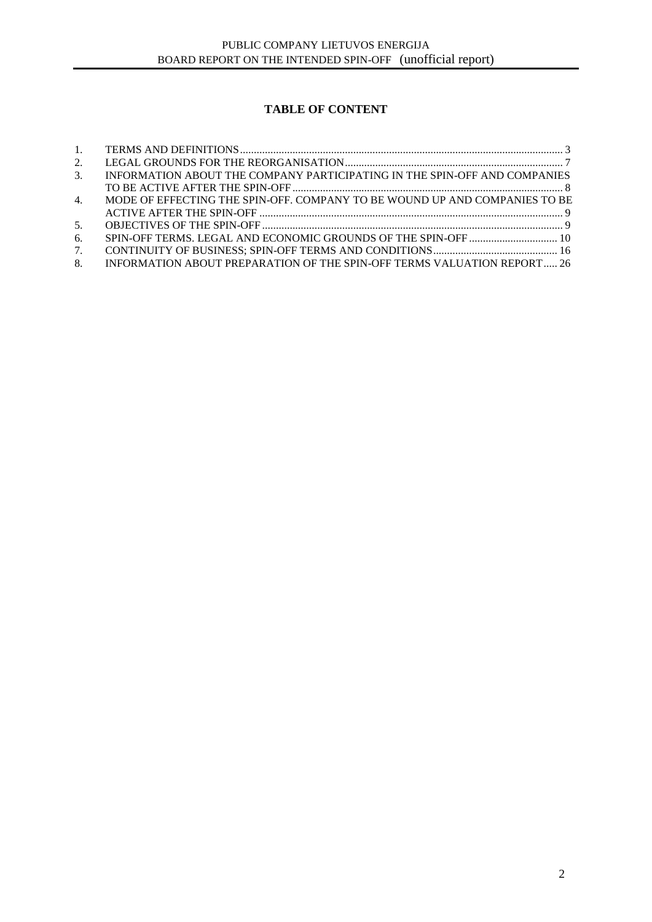**TABLE OF CONTENT**

1. TERMS AND DEFINITIONS ..... 3
2. LEGAL GROUNDS FOR THE REORGANISATION ..... 7
3. INFORMATION ABOUT THE COMPANY PARTICIPATING IN THE SPIN-OFF AND COMPANIES TO BE ACTIVE AFTER THE SPIN-OFF ..... 8
4. MODE OF EFFECTING THE SPIN-OFF. COMPANY TO BE WOUND UP AND COMPANIES TO BE ACTIVE AFTER THE SPIN-OFF ..... 9
5. OBJECTIVES OF THE SPIN-OFF ..... 9
6. SPIN-OFF TERMS. LEGAL AND ECONOMIC GROUNDS OF THE SPIN-OFF ..... 10
7. CONTINUITY OF BUSINESS; SPIN-OFF TERMS AND CONDITIONS ..... 16
8. INFORMATION ABOUT PREPARATION OF THE SPIN-OFF TERMS VALUATION REPORT ..... 26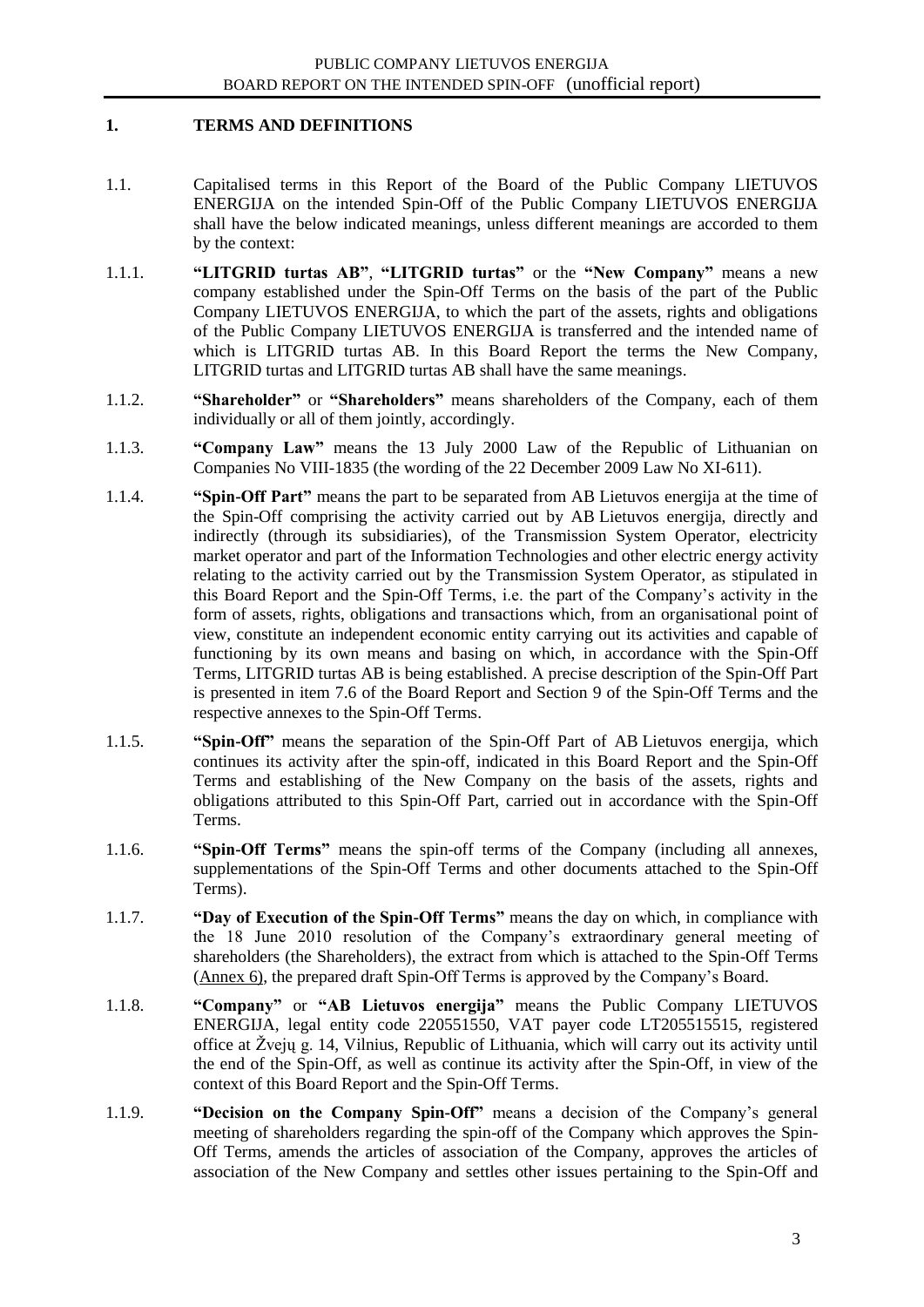## 1. TERMS AND DEFINITIONS

1.1. Capitalised terms in this Report of the Board of the Public Company LIETUVOS ENERGIJA on the intended Spin-Off of the Public Company LIETUVOS ENERGIJA shall have the below indicated meanings, unless different meanings are accorded to them by the context:

1.1.1. **"LITGRID turtas AB"**, **"LITGRID turtas"** or the **"New Company"** means a new company established under the Spin-Off Terms on the basis of the part of the Public Company LIETUVOS ENERGIJA, to which the part of the assets, rights and obligations of the Public Company LIETUVOS ENERGIJA is transferred and the intended name of which is LITGRID turtas AB. In this Board Report the terms the New Company, LITGRID turtas and LITGRID turtas AB shall have the same meanings.

1.1.2. **"Shareholder"** or **"Shareholders"** means shareholders of the Company, each of them individually or all of them jointly, accordingly.

1.1.3. **"Company Law"** means the 13 July 2000 Law of the Republic of Lithuanian on Companies No VIII-1835 (the wording of the 22 December 2009 Law No XI-611).

1.1.4. **"Spin-Off Part"** means the part to be separated from AB Lietuvos energija at the time of the Spin-Off comprising the activity carried out by AB Lietuvos energija, directly and indirectly (through its subsidiaries), of the Transmission System Operator, electricity market operator and part of the Information Technologies and other electric energy activity relating to the activity carried out by the Transmission System Operator, as stipulated in this Board Report and the Spin-Off Terms, i.e. the part of the Company's activity in the form of assets, rights, obligations and transactions which, from an organisational point of view, constitute an independent economic entity carrying out its activities and capable of functioning by its own means and basing on which, in accordance with the Spin-Off Terms, LITGRID turtas AB is being established. A precise description of the Spin-Off Part is presented in item 7.6 of the Board Report and Section 9 of the Spin-Off Terms and the respective annexes to the Spin-Off Terms.

1.1.5. **"Spin-Off"** means the separation of the Spin-Off Part of AB Lietuvos energija, which continues its activity after the spin-off, indicated in this Board Report and the Spin-Off Terms and establishing of the New Company on the basis of the assets, rights and obligations attributed to this Spin-Off Part, carried out in accordance with the Spin-Off Terms.

1.1.6. **"Spin-Off Terms"** means the spin-off terms of the Company (including all annexes, supplementations of the Spin-Off Terms and other documents attached to the Spin-Off Terms).

1.1.7. **"Day of Execution of the Spin-Off Terms"** means the day on which, in compliance with the 18 June 2010 resolution of the Company's extraordinary general meeting of shareholders (the Shareholders), the extract from which is attached to the Spin-Off Terms (Annex 6), the prepared draft Spin-Off Terms is approved by the Company's Board.

1.1.8. **"Company"** or **"AB Lietuvos energija"** means the Public Company LIETUVOS ENERGIJA, legal entity code 220551550, VAT payer code LT205515515, registered office at Žvejų g. 14, Vilnius, Republic of Lithuania, which will carry out its activity until the end of the Spin-Off, as well as continue its activity after the Spin-Off, in view of the context of this Board Report and the Spin-Off Terms.

1.1.9. **"Decision on the Company Spin-Off"** means a decision of the Company's general meeting of shareholders regarding the spin-off of the Company which approves the Spin-Off Terms, amends the articles of association of the Company, approves the articles of association of the New Company and settles other issues pertaining to the Spin-Off and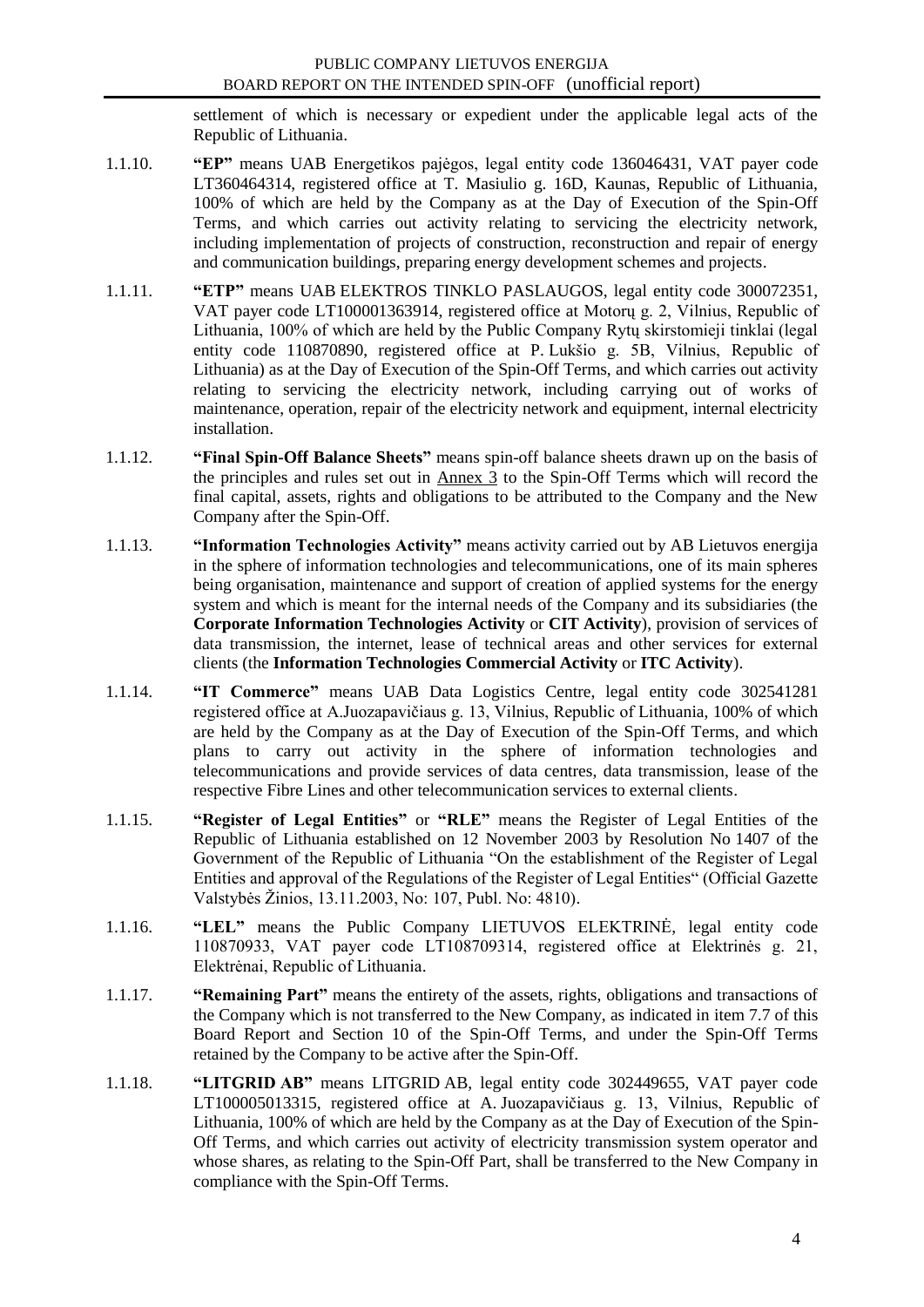settlement of which is necessary or expedient under the applicable legal acts of the Republic of Lithuania.

1.1.10. **"EP"** means UAB Energetikos pajėgos, legal entity code 136046431, VAT payer code LT360464314, registered office at T. Masiulio g. 16D, Kaunas, Republic of Lithuania, 100% of which are held by the Company as at the Day of Execution of the Spin-Off Terms, and which carries out activity relating to servicing the electricity network, including implementation of projects of construction, reconstruction and repair of energy and communication buildings, preparing energy development schemes and projects.

1.1.11. **"ETP"** means UAB ELEKTROS TINKLO PASLAUGOS, legal entity code 300072351, VAT payer code LT100001363914, registered office at Motorų g. 2, Vilnius, Republic of Lithuania, 100% of which are held by the Public Company Rytų skirstomieji tinklai (legal entity code 110870890, registered office at P. Lukšio g. 5B, Vilnius, Republic of Lithuania) as at the Day of Execution of the Spin-Off Terms, and which carries out activity relating to servicing the electricity network, including carrying out of works of maintenance, operation, repair of the electricity network and equipment, internal electricity installation.

1.1.12. **"Final Spin-Off Balance Sheets"** means spin-off balance sheets drawn up on the basis of the principles and rules set out in Annex 3 to the Spin-Off Terms which will record the final capital, assets, rights and obligations to be attributed to the Company and the New Company after the Spin-Off.

1.1.13. **"Information Technologies Activity"** means activity carried out by AB Lietuvos energija in the sphere of information technologies and telecommunications, one of its main spheres being organisation, maintenance and support of creation of applied systems for the energy system and which is meant for the internal needs of the Company and its subsidiaries (the **Corporate Information Technologies Activity** or **CIT Activity**), provision of services of data transmission, the internet, lease of technical areas and other services for external clients (the **Information Technologies Commercial Activity** or **ITC Activity**).

1.1.14. **"IT Commerce"** means UAB Data Logistics Centre, legal entity code 302541281 registered office at A.Juozapavičiaus g. 13, Vilnius, Republic of Lithuania, 100% of which are held by the Company as at the Day of Execution of the Spin-Off Terms, and which plans to carry out activity in the sphere of information technologies and telecommunications and provide services of data centres, data transmission, lease of the respective Fibre Lines and other telecommunication services to external clients.

1.1.15. **"Register of Legal Entities"** or **"RLE"** means the Register of Legal Entities of the Republic of Lithuania established on 12 November 2003 by Resolution No 1407 of the Government of the Republic of Lithuania "On the establishment of the Register of Legal Entities and approval of the Regulations of the Register of Legal Entities" (Official Gazette Valstybės Žinios, 13.11.2003, No: 107, Publ. No: 4810).

1.1.16. **"LEL"** means the Public Company LIETUVOS ELEKTRINĖ, legal entity code 110870933, VAT payer code LT108709314, registered office at Elektrinės g. 21, Elektrėnai, Republic of Lithuania.

1.1.17. **"Remaining Part"** means the entirety of the assets, rights, obligations and transactions of the Company which is not transferred to the New Company, as indicated in item 7.7 of this Board Report and Section 10 of the Spin-Off Terms, and under the Spin-Off Terms retained by the Company to be active after the Spin-Off.

1.1.18. **"LITGRID AB"** means LITGRID AB, legal entity code 302449655, VAT payer code LT100005013315, registered office at A. Juozapavičiaus g. 13, Vilnius, Republic of Lithuania, 100% of which are held by the Company as at the Day of Execution of the Spin-Off Terms, and which carries out activity of electricity transmission system operator and whose shares, as relating to the Spin-Off Part, shall be transferred to the New Company in compliance with the Spin-Off Terms.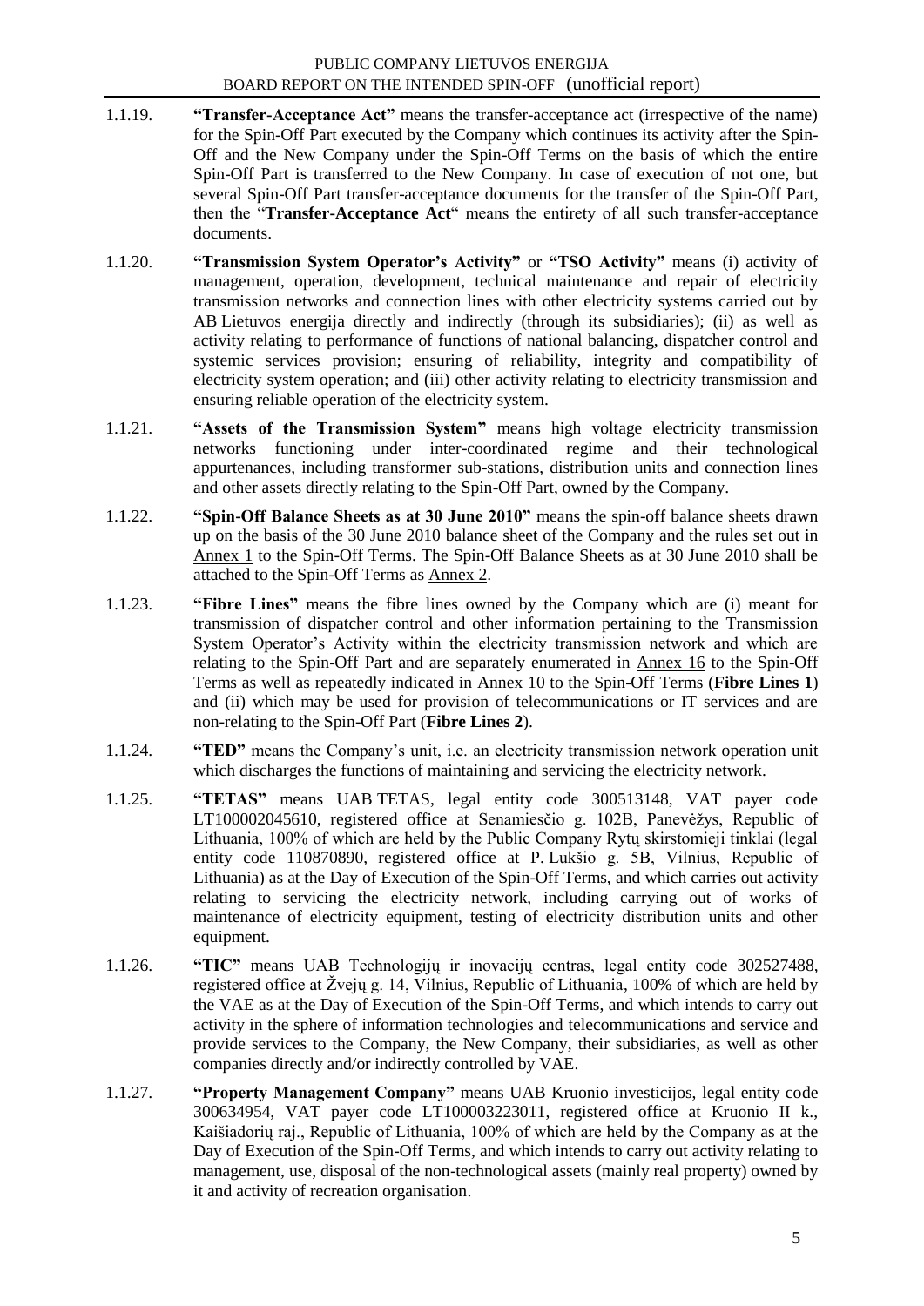1.1.19. **"Transfer-Acceptance Act"** means the transfer-acceptance act (irrespective of the name) for the Spin-Off Part executed by the Company which continues its activity after the Spin-Off and the New Company under the Spin-Off Terms on the basis of which the entire Spin-Off Part is transferred to the New Company. In case of execution of not one, but several Spin-Off Part transfer-acceptance documents for the transfer of the Spin-Off Part, then the "**Transfer-Acceptance Act**" means the entirety of all such transfer-acceptance documents.

1.1.20. **"Transmission System Operator's Activity"** or **"TSO Activity"** means (i) activity of management, operation, development, technical maintenance and repair of electricity transmission networks and connection lines with other electricity systems carried out by AB Lietuvos energija directly and indirectly (through its subsidiaries); (ii) as well as activity relating to performance of functions of national balancing, dispatcher control and systemic services provision; ensuring of reliability, integrity and compatibility of electricity system operation; and (iii) other activity relating to electricity transmission and ensuring reliable operation of the electricity system.

1.1.21. **"Assets of the Transmission System"** means high voltage electricity transmission networks functioning under inter-coordinated regime and their technological appurtenances, including transformer sub-stations, distribution units and connection lines and other assets directly relating to the Spin-Off Part, owned by the Company.

1.1.22. **"Spin-Off Balance Sheets as at 30 June 2010"** means the spin-off balance sheets drawn up on the basis of the 30 June 2010 balance sheet of the Company and the rules set out in Annex 1 to the Spin-Off Terms. The Spin-Off Balance Sheets as at 30 June 2010 shall be attached to the Spin-Off Terms as Annex 2.

1.1.23. **"Fibre Lines"** means the fibre lines owned by the Company which are (i) meant for transmission of dispatcher control and other information pertaining to the Transmission System Operator's Activity within the electricity transmission network and which are relating to the Spin-Off Part and are separately enumerated in Annex 16 to the Spin-Off Terms as well as repeatedly indicated in Annex 10 to the Spin-Off Terms (**Fibre Lines 1**) and (ii) which may be used for provision of telecommunications or IT services and are non-relating to the Spin-Off Part (**Fibre Lines 2**).

1.1.24. **"TED"** means the Company's unit, i.e. an electricity transmission network operation unit which discharges the functions of maintaining and servicing the electricity network.

1.1.25. **"TETAS"** means UAB TETAS, legal entity code 300513148, VAT payer code LT100002045610, registered office at Senamiesčio g. 102B, Panevėžys, Republic of Lithuania, 100% of which are held by the Public Company Rytų skirstomieji tinklai (legal entity code 110870890, registered office at P. Lukšio g. 5B, Vilnius, Republic of Lithuania) as at the Day of Execution of the Spin-Off Terms, and which carries out activity relating to servicing the electricity network, including carrying out of works of maintenance of electricity equipment, testing of electricity distribution units and other equipment.

1.1.26. **"TIC"** means UAB Technologijų ir inovacijų centras, legal entity code 302527488, registered office at Žvejų g. 14, Vilnius, Republic of Lithuania, 100% of which are held by the VAE as at the Day of Execution of the Spin-Off Terms, and which intends to carry out activity in the sphere of information technologies and telecommunications and service and provide services to the Company, the New Company, their subsidiaries, as well as other companies directly and/or indirectly controlled by VAE.

1.1.27. **"Property Management Company"** means UAB Kruonio investicijos, legal entity code 300634954, VAT payer code LT100003223011, registered office at Kruonio II k., Kaišiadorių raj., Republic of Lithuania, 100% of which are held by the Company as at the Day of Execution of the Spin-Off Terms, and which intends to carry out activity relating to management, use, disposal of the non-technological assets (mainly real property) owned by it and activity of recreation organisation.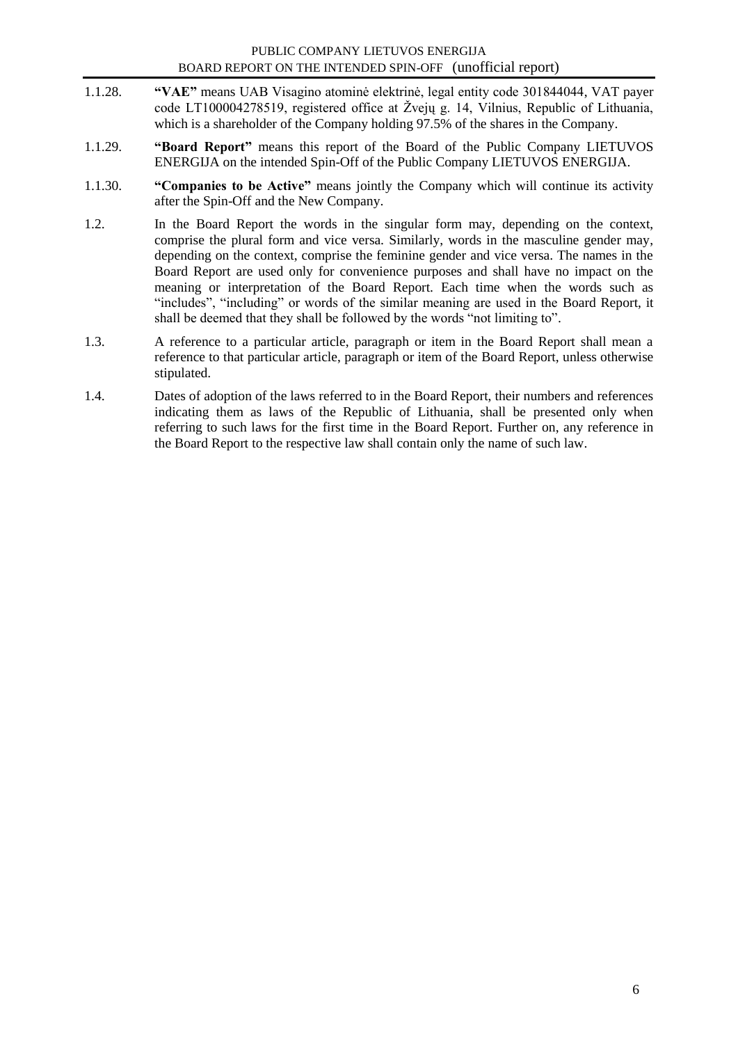1.1.28. **"VAE"** means UAB Visagino atominė elektrinė, legal entity code 301844044, VAT payer code LT100004278519, registered office at Žvejų g. 14, Vilnius, Republic of Lithuania, which is a shareholder of the Company holding 97.5% of the shares in the Company.

1.1.29. **"Board Report"** means this report of the Board of the Public Company LIETUVOS ENERGIJA on the intended Spin-Off of the Public Company LIETUVOS ENERGIJA.

1.1.30. **"Companies to be Active"** means jointly the Company which will continue its activity after the Spin-Off and the New Company.

1.2. In the Board Report the words in the singular form may, depending on the context, comprise the plural form and vice versa. Similarly, words in the masculine gender may, depending on the context, comprise the feminine gender and vice versa. The names in the Board Report are used only for convenience purposes and shall have no impact on the meaning or interpretation of the Board Report. Each time when the words such as "includes", "including" or words of the similar meaning are used in the Board Report, it shall be deemed that they shall be followed by the words "not limiting to".

1.3. A reference to a particular article, paragraph or item in the Board Report shall mean a reference to that particular article, paragraph or item of the Board Report, unless otherwise stipulated.

1.4. Dates of adoption of the laws referred to in the Board Report, their numbers and references indicating them as laws of the Republic of Lithuania, shall be presented only when referring to such laws for the first time in the Board Report. Further on, any reference in the Board Report to the respective law shall contain only the name of such law.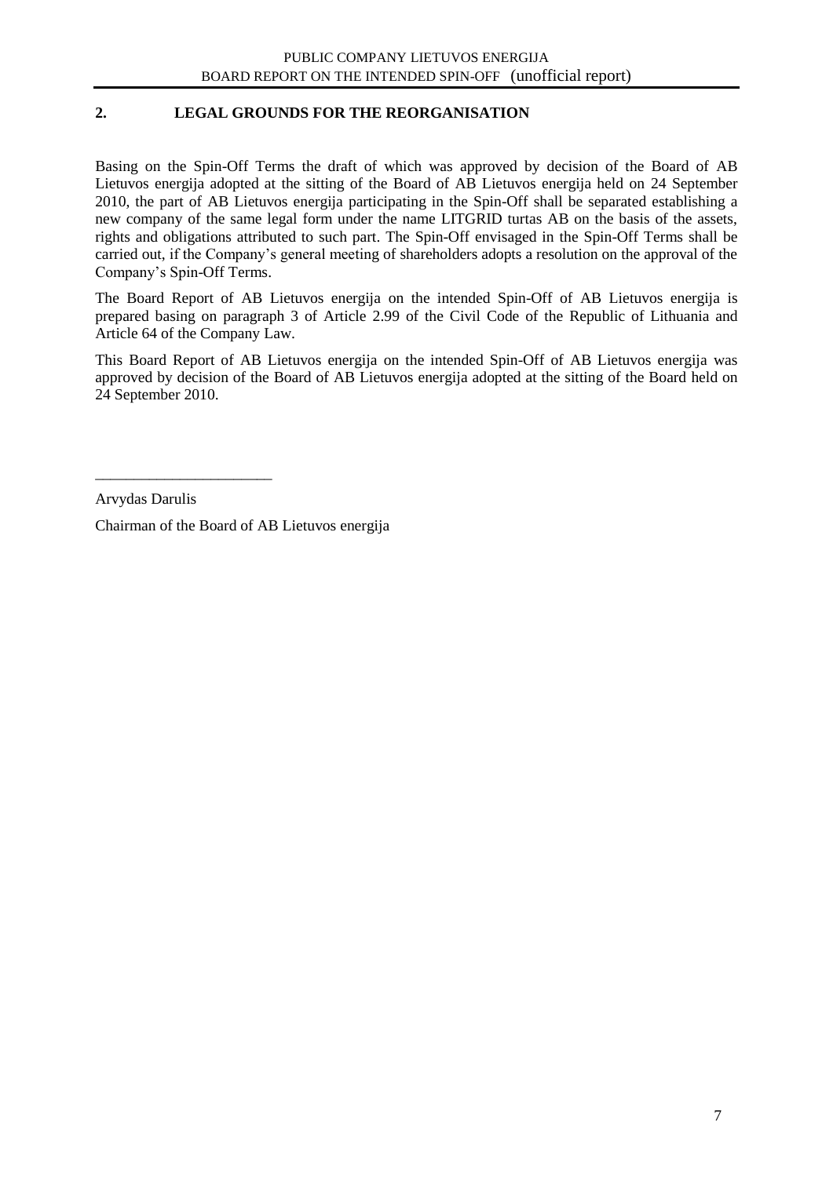## 2. LEGAL GROUNDS FOR THE REORGANISATION

Basing on the Spin-Off Terms the draft of which was approved by decision of the Board of AB Lietuvos energija adopted at the sitting of the Board of AB Lietuvos energija held on 24 September 2010, the part of AB Lietuvos energija participating in the Spin-Off shall be separated establishing a new company of the same legal form under the name LITGRID turtas AB on the basis of the assets, rights and obligations attributed to such part. The Spin-Off envisaged in the Spin-Off Terms shall be carried out, if the Company's general meeting of shareholders adopts a resolution on the approval of the Company's Spin-Off Terms.

The Board Report of AB Lietuvos energija on the intended Spin-Off of AB Lietuvos energija is prepared basing on paragraph 3 of Article 2.99 of the Civil Code of the Republic of Lithuania and Article 64 of the Company Law.

This Board Report of AB Lietuvos energija on the intended Spin-Off of AB Lietuvos energija was approved by decision of the Board of AB Lietuvos energija adopted at the sitting of the Board held on 24 September 2010.

_______________________

Arvydas Darulis

Chairman of the Board of AB Lietuvos energija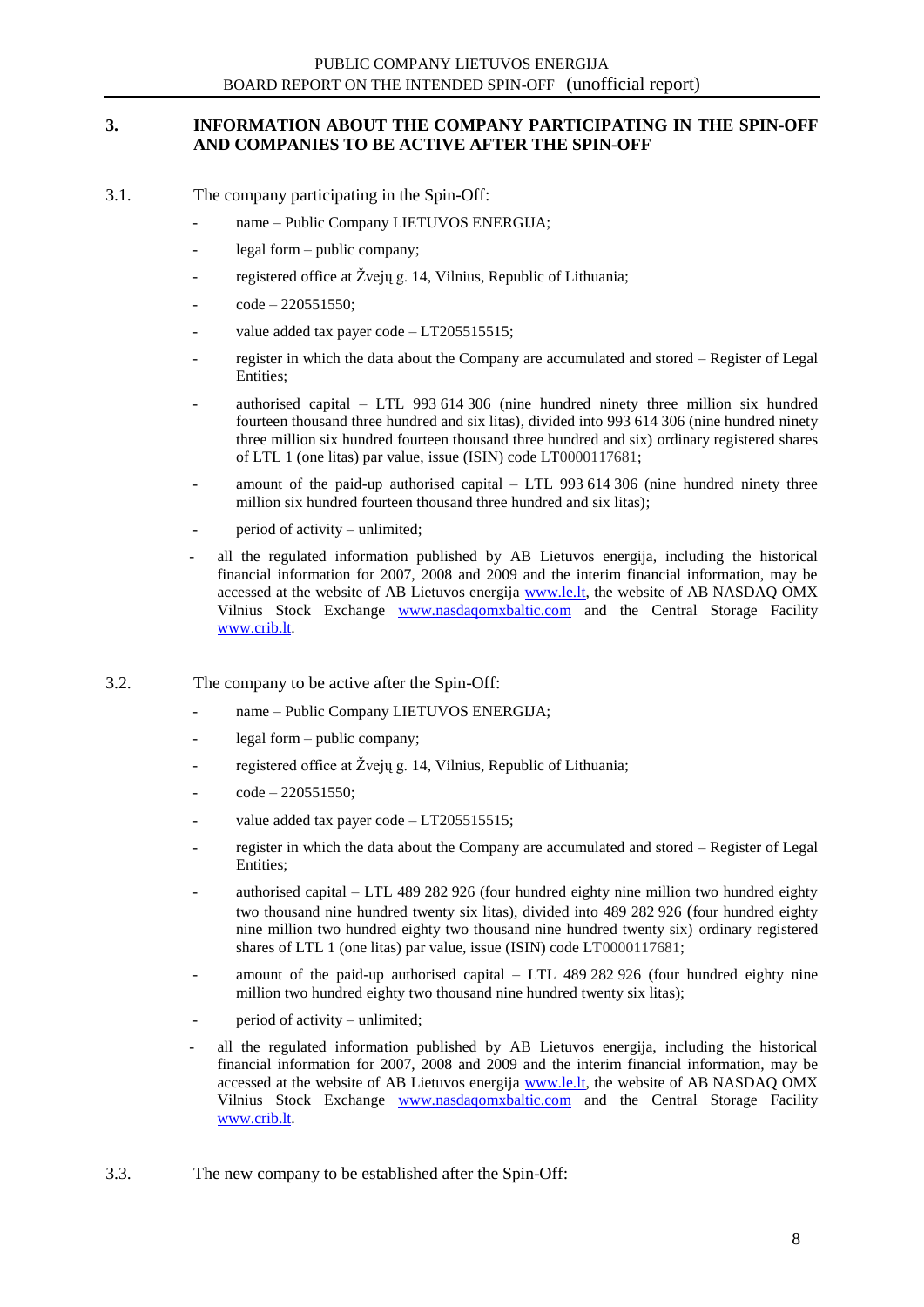## 3. INFORMATION ABOUT THE COMPANY PARTICIPATING IN THE SPIN-OFF AND COMPANIES TO BE ACTIVE AFTER THE SPIN-OFF

3.1. The company participating in the Spin-Off:

- name – Public Company LIETUVOS ENERGIJA;
- legal form – public company;
- registered office at Žvejų g. 14, Vilnius, Republic of Lithuania;
- code – 220551550;
- value added tax payer code – LT205515515;
- register in which the data about the Company are accumulated and stored – Register of Legal Entities;
- authorised capital – LTL 993 614 306 (nine hundred ninety three million six hundred fourteen thousand three hundred and six litas), divided into 993 614 306 (nine hundred ninety three million six hundred fourteen thousand three hundred and six) ordinary registered shares of LTL 1 (one litas) par value, issue (ISIN) code LT0000117681;
- amount of the paid-up authorised capital – LTL 993 614 306 (nine hundred ninety three million six hundred fourteen thousand three hundred and six litas);
- period of activity – unlimited;
- all the regulated information published by AB Lietuvos energija, including the historical financial information for 2007, 2008 and 2009 and the interim financial information, may be accessed at the website of AB Lietuvos energija www.le.lt, the website of AB NASDAQ OMX Vilnius Stock Exchange www.nasdaqomxbaltic.com and the Central Storage Facility www.crib.lt.

3.2. The company to be active after the Spin-Off:

- name – Public Company LIETUVOS ENERGIJA;
- legal form – public company;
- registered office at Žvejų g. 14, Vilnius, Republic of Lithuania;
- code – 220551550;
- value added tax payer code – LT205515515;
- register in which the data about the Company are accumulated and stored – Register of Legal Entities;
- authorised capital – LTL 489 282 926 (four hundred eighty nine million two hundred eighty two thousand nine hundred twenty six litas), divided into 489 282 926 (four hundred eighty nine million two hundred eighty two thousand nine hundred twenty six) ordinary registered shares of LTL 1 (one litas) par value, issue (ISIN) code LT0000117681;
- amount of the paid-up authorised capital – LTL 489 282 926 (four hundred eighty nine million two hundred eighty two thousand nine hundred twenty six litas);
- period of activity – unlimited;
- all the regulated information published by AB Lietuvos energija, including the historical financial information for 2007, 2008 and 2009 and the interim financial information, may be accessed at the website of AB Lietuvos energija www.le.lt, the website of AB NASDAQ OMX Vilnius Stock Exchange www.nasdaqomxbaltic.com and the Central Storage Facility www.crib.lt.

3.3. The new company to be established after the Spin-Off: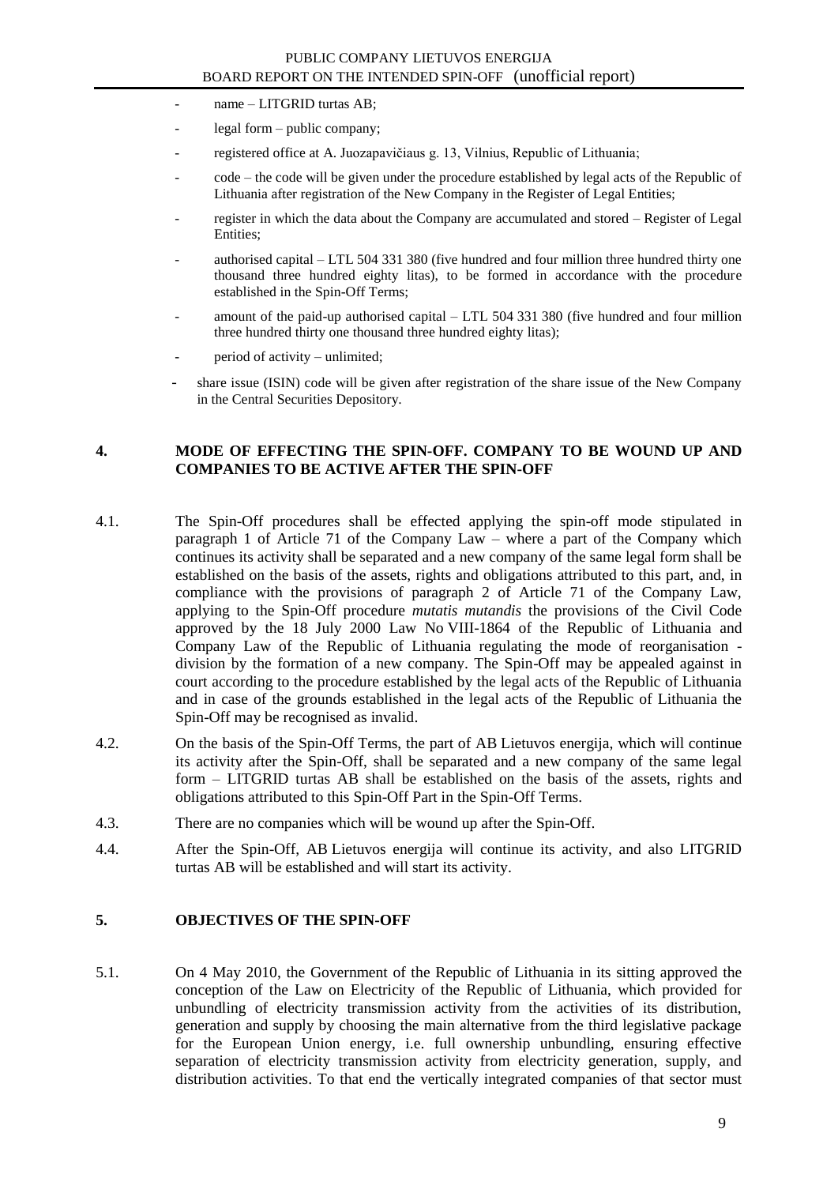- name – LITGRID turtas AB;
- legal form – public company;
- registered office at A. Juozapavičiaus g. 13, Vilnius, Republic of Lithuania;
- code – the code will be given under the procedure established by legal acts of the Republic of Lithuania after registration of the New Company in the Register of Legal Entities;
- register in which the data about the Company are accumulated and stored – Register of Legal Entities;
- authorised capital – LTL 504 331 380 (five hundred and four million three hundred thirty one thousand three hundred eighty litas), to be formed in accordance with the procedure established in the Spin-Off Terms;
- amount of the paid-up authorised capital – LTL 504 331 380 (five hundred and four million three hundred thirty one thousand three hundred eighty litas);
- period of activity – unlimited;
- share issue (ISIN) code will be given after registration of the share issue of the New Company in the Central Securities Depository.

## 4. MODE OF EFFECTING THE SPIN-OFF. COMPANY TO BE WOUND UP AND COMPANIES TO BE ACTIVE AFTER THE SPIN-OFF

4.1. The Spin-Off procedures shall be effected applying the spin-off mode stipulated in paragraph 1 of Article 71 of the Company Law – where a part of the Company which continues its activity shall be separated and a new company of the same legal form shall be established on the basis of the assets, rights and obligations attributed to this part, and, in compliance with the provisions of paragraph 2 of Article 71 of the Company Law, applying to the Spin-Off procedure *mutatis mutandis* the provisions of the Civil Code approved by the 18 July 2000 Law No VIII-1864 of the Republic of Lithuania and Company Law of the Republic of Lithuania regulating the mode of reorganisation - division by the formation of a new company. The Spin-Off may be appealed against in court according to the procedure established by the legal acts of the Republic of Lithuania and in case of the grounds established in the legal acts of the Republic of Lithuania the Spin-Off may be recognised as invalid.

4.2. On the basis of the Spin-Off Terms, the part of AB Lietuvos energija, which will continue its activity after the Spin-Off, shall be separated and a new company of the same legal form – LITGRID turtas AB shall be established on the basis of the assets, rights and obligations attributed to this Spin-Off Part in the Spin-Off Terms.

4.3. There are no companies which will be wound up after the Spin-Off.

4.4. After the Spin-Off, AB Lietuvos energija will continue its activity, and also LITGRID turtas AB will be established and will start its activity.

## 5. OBJECTIVES OF THE SPIN-OFF

5.1. On 4 May 2010, the Government of the Republic of Lithuania in its sitting approved the conception of the Law on Electricity of the Republic of Lithuania, which provided for unbundling of electricity transmission activity from the activities of its distribution, generation and supply by choosing the main alternative from the third legislative package for the European Union energy, i.e. full ownership unbundling, ensuring effective separation of electricity transmission activity from electricity generation, supply, and distribution activities. To that end the vertically integrated companies of that sector must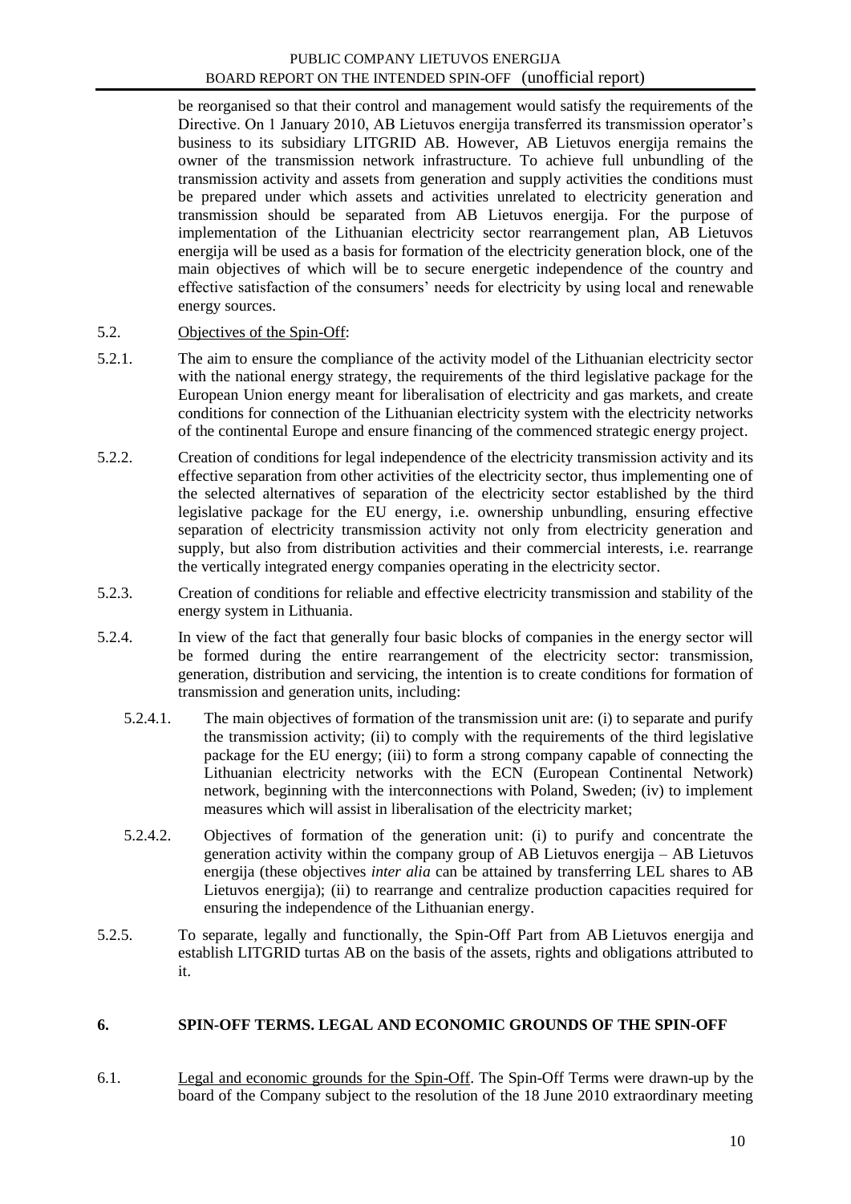be reorganised so that their control and management would satisfy the requirements of the Directive. On 1 January 2010, AB Lietuvos energija transferred its transmission operator's business to its subsidiary LITGRID AB. However, AB Lietuvos energija remains the owner of the transmission network infrastructure. To achieve full unbundling of the transmission activity and assets from generation and supply activities the conditions must be prepared under which assets and activities unrelated to electricity generation and transmission should be separated from AB Lietuvos energija. For the purpose of implementation of the Lithuanian electricity sector rearrangement plan, AB Lietuvos energija will be used as a basis for formation of the electricity generation block, one of the main objectives of which will be to secure energetic independence of the country and effective satisfaction of the consumers' needs for electricity by using local and renewable energy sources.

5.2. Objectives of the Spin-Off:

5.2.1. The aim to ensure the compliance of the activity model of the Lithuanian electricity sector with the national energy strategy, the requirements of the third legislative package for the European Union energy meant for liberalisation of electricity and gas markets, and create conditions for connection of the Lithuanian electricity system with the electricity networks of the continental Europe and ensure financing of the commenced strategic energy project.

5.2.2. Creation of conditions for legal independence of the electricity transmission activity and its effective separation from other activities of the electricity sector, thus implementing one of the selected alternatives of separation of the electricity sector established by the third legislative package for the EU energy, i.e. ownership unbundling, ensuring effective separation of electricity transmission activity not only from electricity generation and supply, but also from distribution activities and their commercial interests, i.e. rearrange the vertically integrated energy companies operating in the electricity sector.

5.2.3. Creation of conditions for reliable and effective electricity transmission and stability of the energy system in Lithuania.

5.2.4. In view of the fact that generally four basic blocks of companies in the energy sector will be formed during the entire rearrangement of the electricity sector: transmission, generation, distribution and servicing, the intention is to create conditions for formation of transmission and generation units, including:

5.2.4.1. The main objectives of formation of the transmission unit are: (i) to separate and purify the transmission activity; (ii) to comply with the requirements of the third legislative package for the EU energy; (iii) to form a strong company capable of connecting the Lithuanian electricity networks with the ECN (European Continental Network) network, beginning with the interconnections with Poland, Sweden; (iv) to implement measures which will assist in liberalisation of the electricity market;

5.2.4.2. Objectives of formation of the generation unit: (i) to purify and concentrate the generation activity within the company group of AB Lietuvos energija – AB Lietuvos energija (these objectives *inter alia* can be attained by transferring LEL shares to AB Lietuvos energija); (ii) to rearrange and centralize production capacities required for ensuring the independence of the Lithuanian energy.

5.2.5. To separate, legally and functionally, the Spin-Off Part from AB Lietuvos energija and establish LITGRID turtas AB on the basis of the assets, rights and obligations attributed to it.

## 6. SPIN-OFF TERMS. LEGAL AND ECONOMIC GROUNDS OF THE SPIN-OFF

6.1. Legal and economic grounds for the Spin-Off. The Spin-Off Terms were drawn-up by the board of the Company subject to the resolution of the 18 June 2010 extraordinary meeting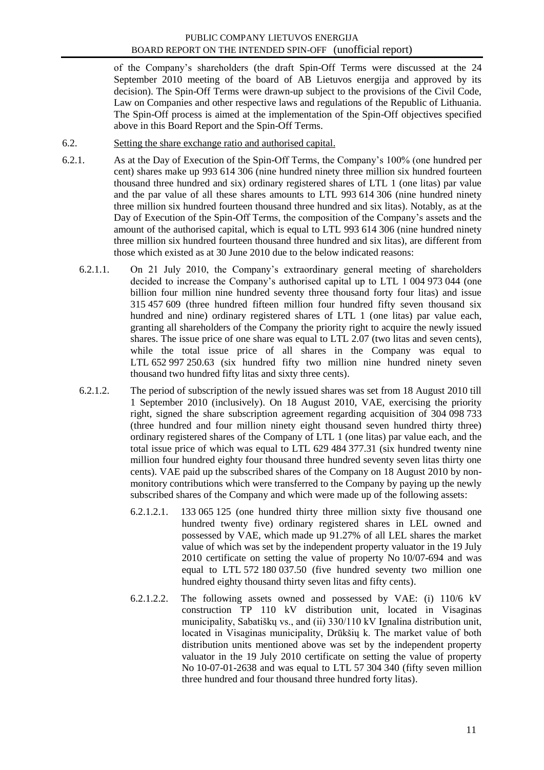of the Company's shareholders (the draft Spin-Off Terms were discussed at the 24 September 2010 meeting of the board of AB Lietuvos energija and approved by its decision). The Spin-Off Terms were drawn-up subject to the provisions of the Civil Code, Law on Companies and other respective laws and regulations of the Republic of Lithuania. The Spin-Off process is aimed at the implementation of the Spin-Off objectives specified above in this Board Report and the Spin-Off Terms.

6.2. Setting the share exchange ratio and authorised capital.

6.2.1. As at the Day of Execution of the Spin-Off Terms, the Company's 100% (one hundred per cent) shares make up 993 614 306 (nine hundred ninety three million six hundred fourteen thousand three hundred and six) ordinary registered shares of LTL 1 (one litas) par value and the par value of all these shares amounts to LTL 993 614 306 (nine hundred ninety three million six hundred fourteen thousand three hundred and six litas). Notably, as at the Day of Execution of the Spin-Off Terms, the composition of the Company's assets and the amount of the authorised capital, which is equal to LTL 993 614 306 (nine hundred ninety three million six hundred fourteen thousand three hundred and six litas), are different from those which existed as at 30 June 2010 due to the below indicated reasons:

6.2.1.1. On 21 July 2010, the Company's extraordinary general meeting of shareholders decided to increase the Company's authorised capital up to LTL 1 004 973 044 (one billion four million nine hundred seventy three thousand forty four litas) and issue 315 457 609 (three hundred fifteen million four hundred fifty seven thousand six hundred and nine) ordinary registered shares of LTL 1 (one litas) par value each, granting all shareholders of the Company the priority right to acquire the newly issued shares. The issue price of one share was equal to LTL 2.07 (two litas and seven cents), while the total issue price of all shares in the Company was equal to LTL 652 997 250.63 (six hundred fifty two million nine hundred ninety seven thousand two hundred fifty litas and sixty three cents).

6.2.1.2. The period of subscription of the newly issued shares was set from 18 August 2010 till 1 September 2010 (inclusively). On 18 August 2010, VAE, exercising the priority right, signed the share subscription agreement regarding acquisition of 304 098 733 (three hundred and four million ninety eight thousand seven hundred thirty three) ordinary registered shares of the Company of LTL 1 (one litas) par value each, and the total issue price of which was equal to LTL 629 484 377.31 (six hundred twenty nine million four hundred eighty four thousand three hundred seventy seven litas thirty one cents). VAE paid up the subscribed shares of the Company on 18 August 2010 by non-monitory contributions which were transferred to the Company by paying up the newly subscribed shares of the Company and which were made up of the following assets:

6.2.1.2.1. 133 065 125 (one hundred thirty three million sixty five thousand one hundred twenty five) ordinary registered shares in LEL owned and possessed by VAE, which made up 91.27% of all LEL shares the market value of which was set by the independent property valuator in the 19 July 2010 certificate on setting the value of property No 10/07-694 and was equal to LTL 572 180 037.50 (five hundred seventy two million one hundred eighty thousand thirty seven litas and fifty cents).

6.2.1.2.2. The following assets owned and possessed by VAE: (i) 110/6 kV construction TP 110 kV distribution unit, located in Visaginas municipality, Sabatiškų vs., and (ii) 330/110 kV Ignalina distribution unit, located in Visaginas municipality, Drūkšių k. The market value of both distribution units mentioned above was set by the independent property valuator in the 19 July 2010 certificate on setting the value of property No 10-07-01-2638 and was equal to LTL 57 304 340 (fifty seven million three hundred and four thousand three hundred forty litas).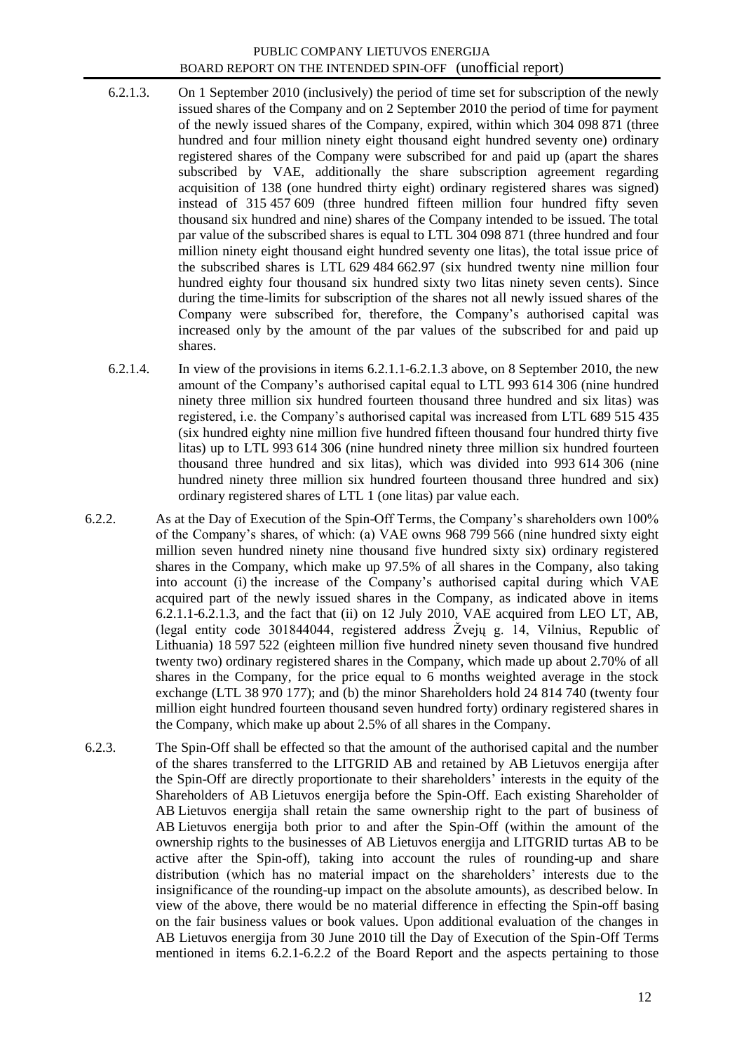6.2.1.3. On 1 September 2010 (inclusively) the period of time set for subscription of the newly issued shares of the Company and on 2 September 2010 the period of time for payment of the newly issued shares of the Company, expired, within which 304 098 871 (three hundred and four million ninety eight thousand eight hundred seventy one) ordinary registered shares of the Company were subscribed for and paid up (apart the shares subscribed by VAE, additionally the share subscription agreement regarding acquisition of 138 (one hundred thirty eight) ordinary registered shares was signed) instead of 315 457 609 (three hundred fifteen million four hundred fifty seven thousand six hundred and nine) shares of the Company intended to be issued. The total par value of the subscribed shares is equal to LTL 304 098 871 (three hundred and four million ninety eight thousand eight hundred seventy one litas), the total issue price of the subscribed shares is LTL 629 484 662.97 (six hundred twenty nine million four hundred eighty four thousand six hundred sixty two litas ninety seven cents). Since during the time-limits for subscription of the shares not all newly issued shares of the Company were subscribed for, therefore, the Company's authorised capital was increased only by the amount of the par values of the subscribed for and paid up shares.

6.2.1.4. In view of the provisions in items 6.2.1.1-6.2.1.3 above, on 8 September 2010, the new amount of the Company's authorised capital equal to LTL 993 614 306 (nine hundred ninety three million six hundred fourteen thousand three hundred and six litas) was registered, i.e. the Company's authorised capital was increased from LTL 689 515 435 (six hundred eighty nine million five hundred fifteen thousand four hundred thirty five litas) up to LTL 993 614 306 (nine hundred ninety three million six hundred fourteen thousand three hundred and six litas), which was divided into 993 614 306 (nine hundred ninety three million six hundred fourteen thousand three hundred and six) ordinary registered shares of LTL 1 (one litas) par value each.

6.2.2. As at the Day of Execution of the Spin-Off Terms, the Company's shareholders own 100% of the Company's shares, of which: (a) VAE owns 968 799 566 (nine hundred sixty eight million seven hundred ninety nine thousand five hundred sixty six) ordinary registered shares in the Company, which make up 97.5% of all shares in the Company, also taking into account (i) the increase of the Company's authorised capital during which VAE acquired part of the newly issued shares in the Company, as indicated above in items 6.2.1.1-6.2.1.3, and the fact that (ii) on 12 July 2010, VAE acquired from LEO LT, AB, (legal entity code 301844044, registered address Žvejų g. 14, Vilnius, Republic of Lithuania) 18 597 522 (eighteen million five hundred ninety seven thousand five hundred twenty two) ordinary registered shares in the Company, which made up about 2.70% of all shares in the Company, for the price equal to 6 months weighted average in the stock exchange (LTL 38 970 177); and (b) the minor Shareholders hold 24 814 740 (twenty four million eight hundred fourteen thousand seven hundred forty) ordinary registered shares in the Company, which make up about 2.5% of all shares in the Company.

6.2.3. The Spin-Off shall be effected so that the amount of the authorised capital and the number of the shares transferred to the LITGRID AB and retained by AB Lietuvos energija after the Spin-Off are directly proportionate to their shareholders' interests in the equity of the Shareholders of AB Lietuvos energija before the Spin-Off. Each existing Shareholder of AB Lietuvos energija shall retain the same ownership right to the part of business of AB Lietuvos energija both prior to and after the Spin-Off (within the amount of the ownership rights to the businesses of AB Lietuvos energija and LITGRID turtas AB to be active after the Spin-off), taking into account the rules of rounding-up and share distribution (which has no material impact on the shareholders' interests due to the insignificance of the rounding-up impact on the absolute amounts), as described below. In view of the above, there would be no material difference in effecting the Spin-off basing on the fair business values or book values. Upon additional evaluation of the changes in AB Lietuvos energija from 30 June 2010 till the Day of Execution of the Spin-Off Terms mentioned in items 6.2.1-6.2.2 of the Board Report and the aspects pertaining to those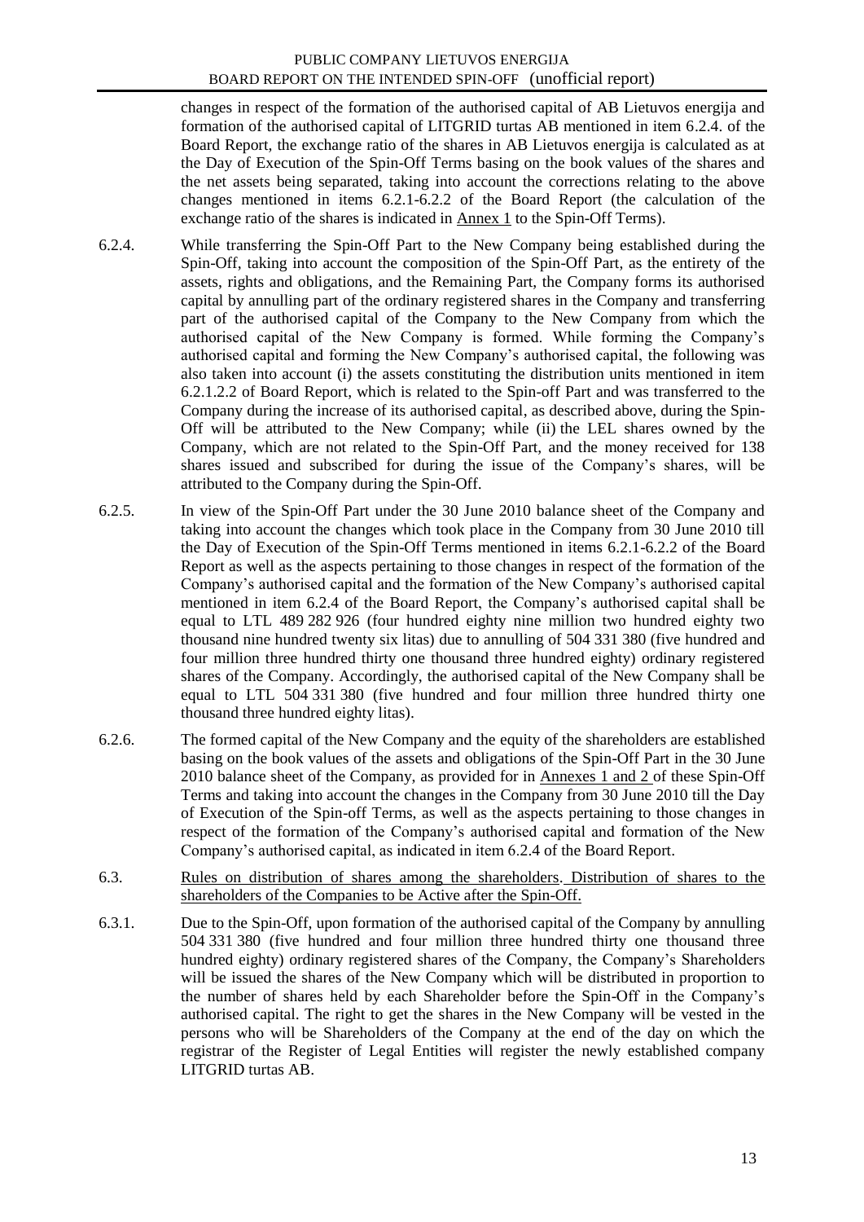changes in respect of the formation of the authorised capital of AB Lietuvos energija and formation of the authorised capital of LITGRID turtas AB mentioned in item 6.2.4. of the Board Report, the exchange ratio of the shares in AB Lietuvos energija is calculated as at the Day of Execution of the Spin-Off Terms basing on the book values of the shares and the net assets being separated, taking into account the corrections relating to the above changes mentioned in items 6.2.1-6.2.2 of the Board Report (the calculation of the exchange ratio of the shares is indicated in Annex 1 to the Spin-Off Terms).

6.2.4. While transferring the Spin-Off Part to the New Company being established during the Spin-Off, taking into account the composition of the Spin-Off Part, as the entirety of the assets, rights and obligations, and the Remaining Part, the Company forms its authorised capital by annulling part of the ordinary registered shares in the Company and transferring part of the authorised capital of the Company to the New Company from which the authorised capital of the New Company is formed. While forming the Company's authorised capital and forming the New Company's authorised capital, the following was also taken into account (i) the assets constituting the distribution units mentioned in item 6.2.1.2.2 of Board Report, which is related to the Spin-Off Part and was transferred to the Company during the increase of its authorised capital, as described above, during the Spin-Off will be attributed to the New Company; while (ii) the LEL shares owned by the Company, which are not related to the Spin-Off Part, and the money received for 138 shares issued and subscribed for during the issue of the Company's shares, will be attributed to the Company during the Spin-Off.

6.2.5. In view of the Spin-Off Part under the 30 June 2010 balance sheet of the Company and taking into account the changes which took place in the Company from 30 June 2010 till the Day of Execution of the Spin-Off Terms mentioned in items 6.2.1-6.2.2 of the Board Report as well as the aspects pertaining to those changes in respect of the formation of the Company's authorised capital and the formation of the New Company's authorised capital mentioned in item 6.2.4 of the Board Report, the Company's authorised capital shall be equal to LTL 489 282 926 (four hundred eighty nine million two hundred eighty two thousand nine hundred twenty six litas) due to annulling of 504 331 380 (five hundred and four million three hundred thirty one thousand three hundred eighty) ordinary registered shares of the Company. Accordingly, the authorised capital of the New Company shall be equal to LTL 504 331 380 (five hundred and four million three hundred thirty one thousand three hundred eighty litas).

6.2.6. The formed capital of the New Company and the equity of the shareholders are established basing on the book values of the assets and obligations of the Spin-Off Part in the 30 June 2010 balance sheet of the Company, as provided for in Annexes 1 and 2 of these Spin-Off Terms and taking into account the changes in the Company from 30 June 2010 till the Day of Execution of the Spin-off Terms, as well as the aspects pertaining to those changes in respect of the formation of the Company's authorised capital and formation of the New Company's authorised capital, as indicated in item 6.2.4 of the Board Report.

6.3. Rules on distribution of shares among the shareholders. Distribution of shares to the shareholders of the Companies to be Active after the Spin-Off.

6.3.1. Due to the Spin-Off, upon formation of the authorised capital of the Company by annulling 504 331 380 (five hundred and four million three hundred thirty one thousand three hundred eighty) ordinary registered shares of the Company, the Company's Shareholders will be issued the shares of the New Company which will be distributed in proportion to the number of shares held by each Shareholder before the Spin-Off in the Company's authorised capital. The right to get the shares in the New Company will be vested in the persons who will be Shareholders of the Company at the end of the day on which the registrar of the Register of Legal Entities will register the newly established company LITGRID turtas AB.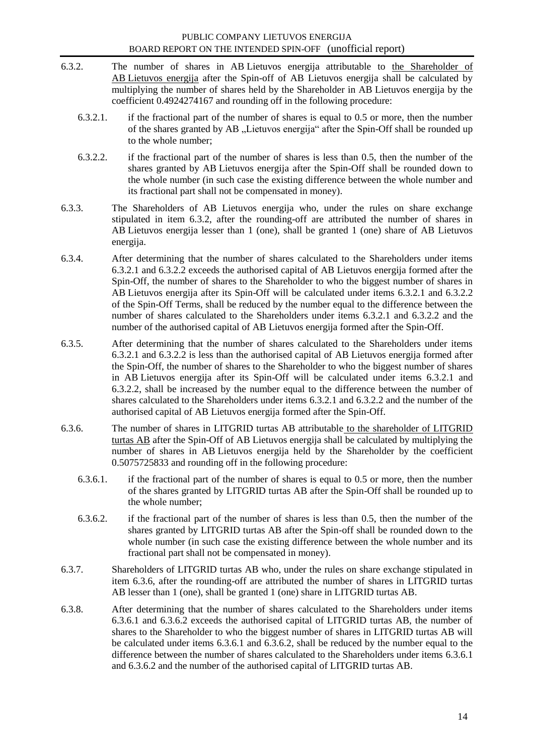6.3.2. The number of shares in AB Lietuvos energija attributable to the Shareholder of AB Lietuvos energija after the Spin-off of AB Lietuvos energija shall be calculated by multiplying the number of shares held by the Shareholder in AB Lietuvos energija by the coefficient 0.4924274167 and rounding off in the following procedure:

6.3.2.1. if the fractional part of the number of shares is equal to 0.5 or more, then the number of the shares granted by AB „Lietuvos energija" after the Spin-Off shall be rounded up to the whole number;

6.3.2.2. if the fractional part of the number of shares is less than 0.5, then the number of the shares granted by AB Lietuvos energija after the Spin-Off shall be rounded down to the whole number (in such case the existing difference between the whole number and its fractional part shall not be compensated in money).

6.3.3. The Shareholders of AB Lietuvos energija who, under the rules on share exchange stipulated in item 6.3.2, after the rounding-off are attributed the number of shares in AB Lietuvos energija lesser than 1 (one), shall be granted 1 (one) share of AB Lietuvos energija.

6.3.4. After determining that the number of shares calculated to the Shareholders under items 6.3.2.1 and 6.3.2.2 exceeds the authorised capital of AB Lietuvos energija formed after the Spin-Off, the number of shares to the Shareholder to who the biggest number of shares in AB Lietuvos energija after its Spin-Off will be calculated under items 6.3.2.1 and 6.3.2.2 of the Spin-Off Terms, shall be reduced by the number equal to the difference between the number of shares calculated to the Shareholders under items 6.3.2.1 and 6.3.2.2 and the number of the authorised capital of AB Lietuvos energija formed after the Spin-Off.

6.3.5. After determining that the number of shares calculated to the Shareholders under items 6.3.2.1 and 6.3.2.2 is less than the authorised capital of AB Lietuvos energija formed after the Spin-Off, the number of shares to the Shareholder to who the biggest number of shares in AB Lietuvos energija after its Spin-Off will be calculated under items 6.3.2.1 and 6.3.2.2, shall be increased by the number equal to the difference between the number of shares calculated to the Shareholders under items 6.3.2.1 and 6.3.2.2 and the number of the authorised capital of AB Lietuvos energija formed after the Spin-Off.

6.3.6. The number of shares in LITGRID turtas AB attributable to the shareholder of LITGRID turtas AB after the Spin-Off of AB Lietuvos energija shall be calculated by multiplying the number of shares in AB Lietuvos energija held by the Shareholder by the coefficient 0.5075725833 and rounding off in the following procedure:

6.3.6.1. if the fractional part of the number of shares is equal to 0.5 or more, then the number of the shares granted by LITGRID turtas AB after the Spin-Off shall be rounded up to the whole number;

6.3.6.2. if the fractional part of the number of shares is less than 0.5, then the number of the shares granted by LITGRID turtas AB after the Spin-off shall be rounded down to the whole number (in such case the existing difference between the whole number and its fractional part shall not be compensated in money).

6.3.7. Shareholders of LITGRID turtas AB who, under the rules on share exchange stipulated in item 6.3.6, after the rounding-off are attributed the number of shares in LITGRID turtas AB lesser than 1 (one), shall be granted 1 (one) share in LITGRID turtas AB.

6.3.8. After determining that the number of shares calculated to the Shareholders under items 6.3.6.1 and 6.3.6.2 exceeds the authorised capital of LITGRID turtas AB, the number of shares to the Shareholder to who the biggest number of shares in LITGRID turtas AB will be calculated under items 6.3.6.1 and 6.3.6.2, shall be reduced by the number equal to the difference between the number of shares calculated to the Shareholders under items 6.3.6.1 and 6.3.6.2 and the number of the authorised capital of LITGRID turtas AB.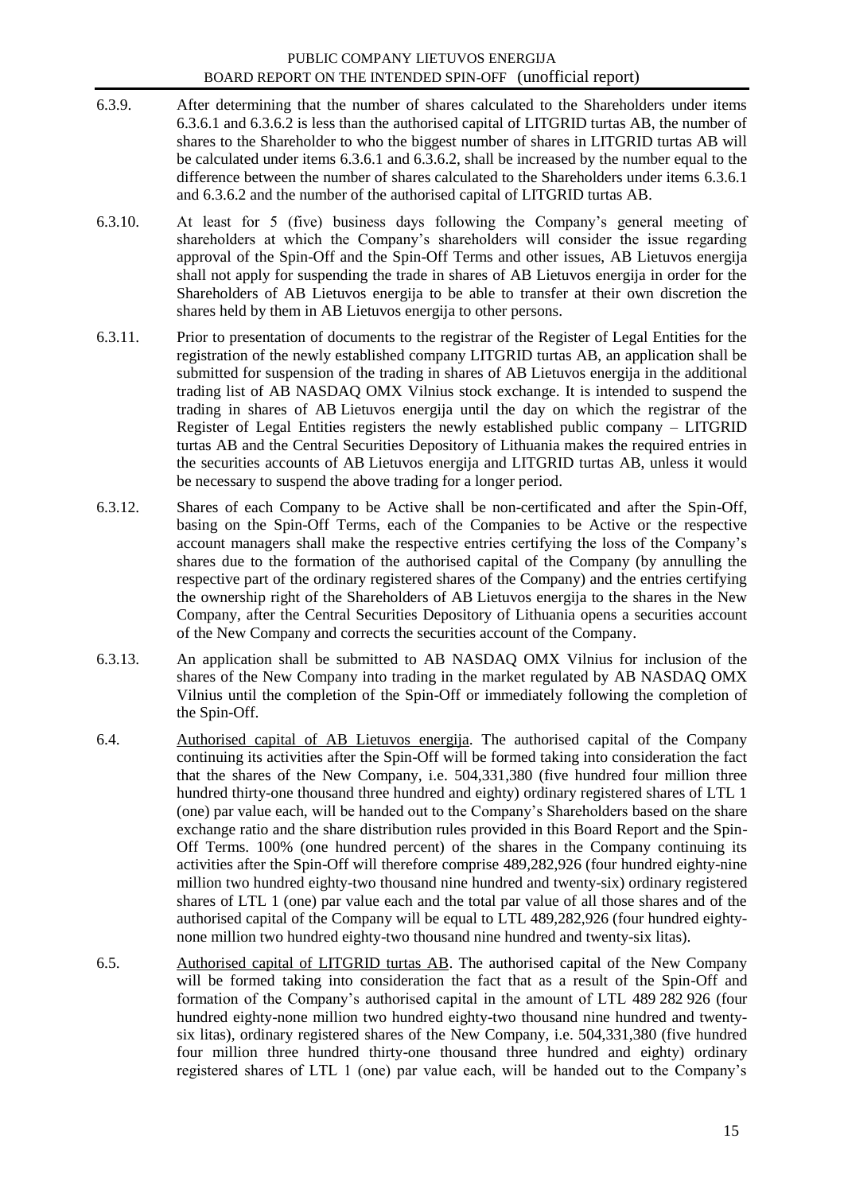6.3.9. After determining that the number of shares calculated to the Shareholders under items 6.3.6.1 and 6.3.6.2 is less than the authorised capital of LITGRID turtas AB, the number of shares to the Shareholder to who the biggest number of shares in LITGRID turtas AB will be calculated under items 6.3.6.1 and 6.3.6.2, shall be increased by the number equal to the difference between the number of shares calculated to the Shareholders under items 6.3.6.1 and 6.3.6.2 and the number of the authorised capital of LITGRID turtas AB.

6.3.10. At least for 5 (five) business days following the Company's general meeting of shareholders at which the Company's shareholders will consider the issue regarding approval of the Spin-Off and the Spin-Off Terms and other issues, AB Lietuvos energija shall not apply for suspending the trade in shares of AB Lietuvos energija in order for the Shareholders of AB Lietuvos energija to be able to transfer at their own discretion the shares held by them in AB Lietuvos energija to other persons.

6.3.11. Prior to presentation of documents to the registrar of the Register of Legal Entities for the registration of the newly established company LITGRID turtas AB, an application shall be submitted for suspension of the trading in shares of AB Lietuvos energija in the additional trading list of AB NASDAQ OMX Vilnius stock exchange. It is intended to suspend the trading in shares of AB Lietuvos energija until the day on which the registrar of the Register of Legal Entities registers the newly established public company – LITGRID turtas AB and the Central Securities Depository of Lithuania makes the required entries in the securities accounts of AB Lietuvos energija and LITGRID turtas AB, unless it would be necessary to suspend the above trading for a longer period.

6.3.12. Shares of each Company to be Active shall be non-certificated and after the Spin-Off, basing on the Spin-Off Terms, each of the Companies to be Active or the respective account managers shall make the respective entries certifying the loss of the Company's shares due to the formation of the authorised capital of the Company (by annulling the respective part of the ordinary registered shares of the Company) and the entries certifying the ownership right of the Shareholders of AB Lietuvos energija to the shares in the New Company, after the Central Securities Depository of Lithuania opens a securities account of the New Company and corrects the securities account of the Company.

6.3.13. An application shall be submitted to AB NASDAQ OMX Vilnius for inclusion of the shares of the New Company into trading in the market regulated by AB NASDAQ OMX Vilnius until the completion of the Spin-Off or immediately following the completion of the Spin-Off.

6.4. Authorised capital of AB Lietuvos energija. The authorised capital of the Company continuing its activities after the Spin-Off will be formed taking into consideration the fact that the shares of the New Company, i.e. 504,331,380 (five hundred four million three hundred thirty-one thousand three hundred and eighty) ordinary registered shares of LTL 1 (one) par value each, will be handed out to the Company's Shareholders based on the share exchange ratio and the share distribution rules provided in this Board Report and the Spin-Off Terms. 100% (one hundred percent) of the shares in the Company continuing its activities after the Spin-Off will therefore comprise 489,282,926 (four hundred eighty-nine million two hundred eighty-two thousand nine hundred and twenty-six) ordinary registered shares of LTL 1 (one) par value each and the total par value of all those shares and of the authorised capital of the Company will be equal to LTL 489,282,926 (four hundred eighty-none million two hundred eighty-two thousand nine hundred and twenty-six litas).

6.5. Authorised capital of LITGRID turtas AB. The authorised capital of the New Company will be formed taking into consideration the fact that as a result of the Spin-Off and formation of the Company's authorised capital in the amount of LTL 489 282 926 (four hundred eighty-none million two hundred eighty-two thousand nine hundred and twenty-six litas), ordinary registered shares of the New Company, i.e. 504,331,380 (five hundred four million three hundred thirty-one thousand three hundred and eighty) ordinary registered shares of LTL 1 (one) par value each, will be handed out to the Company's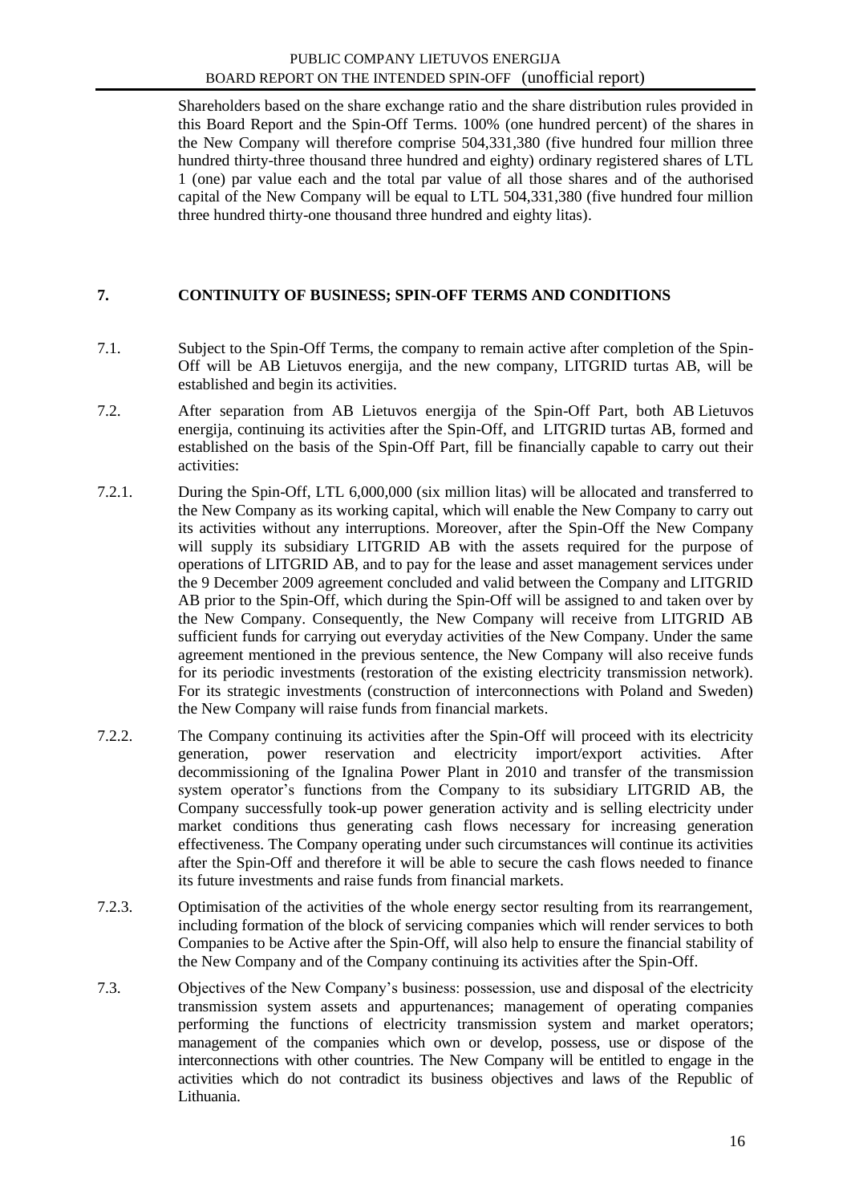Shareholders based on the share exchange ratio and the share distribution rules provided in this Board Report and the Spin-Off Terms. 100% (one hundred percent) of the shares in the New Company will therefore comprise 504,331,380 (five hundred four million three hundred thirty-three thousand three hundred and eighty) ordinary registered shares of LTL 1 (one) par value each and the total par value of all those shares and of the authorised capital of the New Company will be equal to LTL 504,331,380 (five hundred four million three hundred thirty-one thousand three hundred and eighty litas).

## 7. CONTINUITY OF BUSINESS; SPIN-OFF TERMS AND CONDITIONS

7.1. Subject to the Spin-Off Terms, the company to remain active after completion of the Spin-Off will be AB Lietuvos energija, and the new company, LITGRID turtas AB, will be established and begin its activities.

7.2. After separation from AB Lietuvos energija of the Spin-Off Part, both AB Lietuvos energija, continuing its activities after the Spin-Off, and LITGRID turtas AB, formed and established on the basis of the Spin-Off Part, fill be financially capable to carry out their activities:

7.2.1. During the Spin-Off, LTL 6,000,000 (six million litas) will be allocated and transferred to the New Company as its working capital, which will enable the New Company to carry out its activities without any interruptions. Moreover, after the Spin-Off the New Company will supply its subsidiary LITGRID AB with the assets required for the purpose of operations of LITGRID AB, and to pay for the lease and asset management services under the 9 December 2009 agreement concluded and valid between the Company and LITGRID AB prior to the Spin-Off, which during the Spin-Off will be assigned to and taken over by the New Company. Consequently, the New Company will receive from LITGRID AB sufficient funds for carrying out everyday activities of the New Company. Under the same agreement mentioned in the previous sentence, the New Company will also receive funds for its periodic investments (restoration of the existing electricity transmission network). For its strategic investments (construction of interconnections with Poland and Sweden) the New Company will raise funds from financial markets.

7.2.2. The Company continuing its activities after the Spin-Off will proceed with its electricity generation, power reservation and electricity import/export activities. After decommissioning of the Ignalina Power Plant in 2010 and transfer of the transmission system operator's functions from the Company to its subsidiary LITGRID AB, the Company successfully took-up power generation activity and is selling electricity under market conditions thus generating cash flows necessary for increasing generation effectiveness. The Company operating under such circumstances will continue its activities after the Spin-Off and therefore it will be able to secure the cash flows needed to finance its future investments and raise funds from financial markets.

7.2.3. Optimisation of the activities of the whole energy sector resulting from its rearrangement, including formation of the block of servicing companies which will render services to both Companies to be Active after the Spin-Off, will also help to ensure the financial stability of the New Company and of the Company continuing its activities after the Spin-Off.

7.3. Objectives of the New Company's business: possession, use and disposal of the electricity transmission system assets and appurtenances; management of operating companies performing the functions of electricity transmission system and market operators; management of the companies which own or develop, possess, use or dispose of the interconnections with other countries. The New Company will be entitled to engage in the activities which do not contradict its business objectives and laws of the Republic of Lithuania.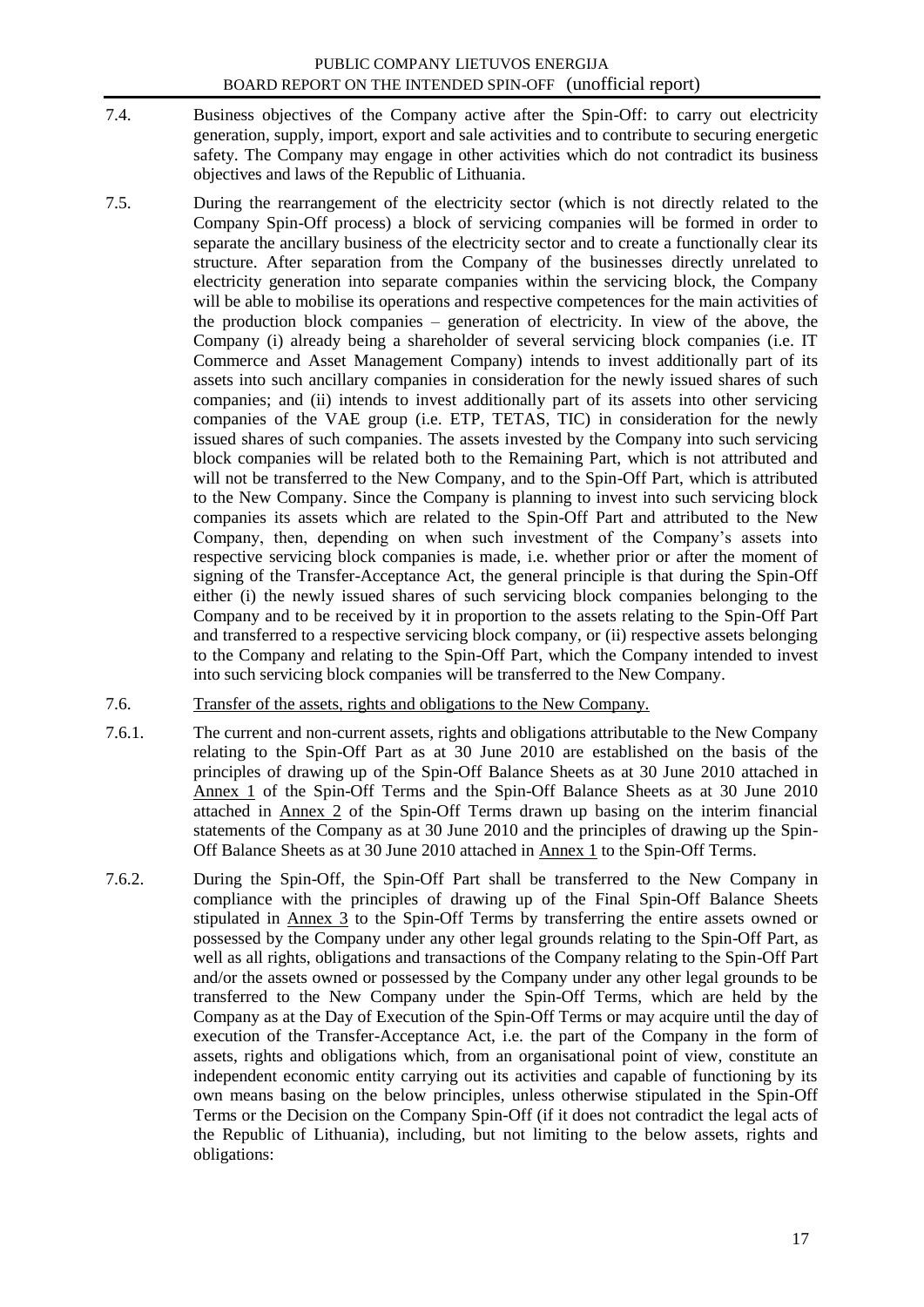7.4. Business objectives of the Company active after the Spin-Off: to carry out electricity generation, supply, import, export and sale activities and to contribute to securing energetic safety. The Company may engage in other activities which do not contradict its business objectives and laws of the Republic of Lithuania.

7.5. During the rearrangement of the electricity sector (which is not directly related to the Company Spin-Off process) a block of servicing companies will be formed in order to separate the ancillary business of the electricity sector and to create a functionally clear its structure. After separation from the Company of the businesses directly unrelated to electricity generation into separate companies within the servicing block, the Company will be able to mobilise its operations and respective competences for the main activities of the production block companies – generation of electricity. In view of the above, the Company (i) already being a shareholder of several servicing block companies (i.e. IT Commerce and Asset Management Company) intends to invest additionally part of its assets into such ancillary companies in consideration for the newly issued shares of such companies; and (ii) intends to invest additionally part of its assets into other servicing companies of the VAE group (i.e. ETP, TETAS, TIC) in consideration for the newly issued shares of such companies. The assets invested by the Company into such servicing block companies will be related both to the Remaining Part, which is not attributed and will not be transferred to the New Company, and to the Spin-Off Part, which is attributed to the New Company. Since the Company is planning to invest into such servicing block companies its assets which are related to the Spin-Off Part and attributed to the New Company, then, depending on when such investment of the Company's assets into respective servicing block companies is made, i.e. whether prior or after the moment of signing of the Transfer-Acceptance Act, the general principle is that during the Spin-Off either (i) the newly issued shares of such servicing block companies belonging to the Company and to be received by it in proportion to the assets relating to the Spin-Off Part and transferred to a respective servicing block company, or (ii) respective assets belonging to the Company and relating to the Spin-Off Part, which the Company intended to invest into such servicing block companies will be transferred to the New Company.

7.6. Transfer of the assets, rights and obligations to the New Company.

7.6.1. The current and non-current assets, rights and obligations attributable to the New Company relating to the Spin-Off Part as at 30 June 2010 are established on the basis of the principles of drawing up of the Spin-Off Balance Sheets as at 30 June 2010 attached in Annex 1 of the Spin-Off Terms and the Spin-Off Balance Sheets as at 30 June 2010 attached in Annex 2 of the Spin-Off Terms drawn up basing on the interim financial statements of the Company as at 30 June 2010 and the principles of drawing up the Spin-Off Balance Sheets as at 30 June 2010 attached in Annex 1 to the Spin-Off Terms.

7.6.2. During the Spin-Off, the Spin-Off Part shall be transferred to the New Company in compliance with the principles of drawing up of the Final Spin-Off Balance Sheets stipulated in Annex 3 to the Spin-Off Terms by transferring the entire assets owned or possessed by the Company under any other legal grounds relating to the Spin-Off Part, as well as all rights, obligations and transactions of the Company relating to the Spin-Off Part and/or the assets owned or possessed by the Company under any other legal grounds to be transferred to the New Company under the Spin-Off Terms, which are held by the Company as at the Day of Execution of the Spin-Off Terms or may acquire until the day of execution of the Transfer-Acceptance Act, i.e. the part of the Company in the form of assets, rights and obligations which, from an organisational point of view, constitute an independent economic entity carrying out its activities and capable of functioning by its own means basing on the below principles, unless otherwise stipulated in the Spin-Off Terms or the Decision on the Company Spin-Off (if it does not contradict the legal acts of the Republic of Lithuania), including, but not limiting to the below assets, rights and obligations: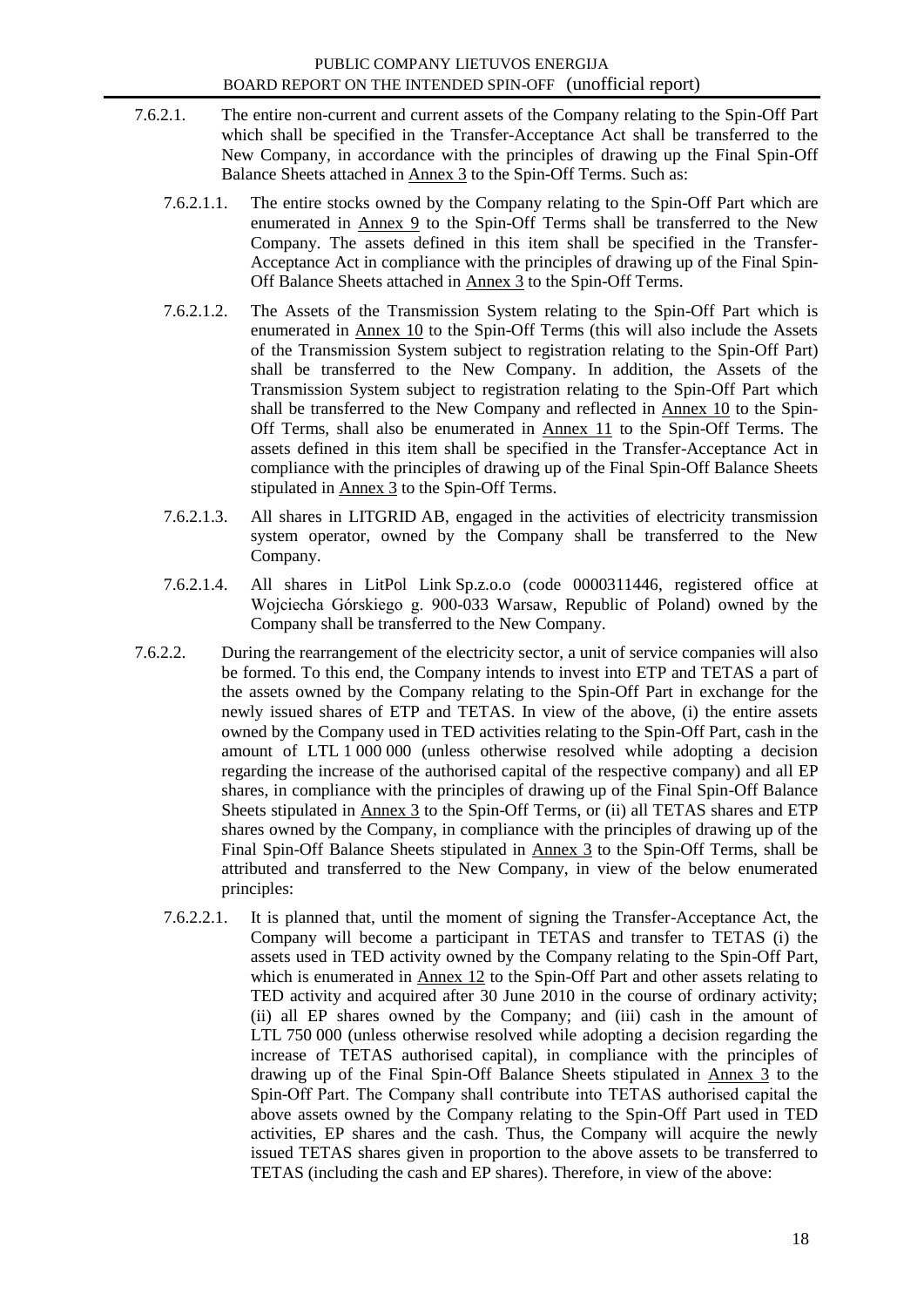7.6.2.1. The entire non-current and current assets of the Company relating to the Spin-Off Part which shall be specified in the Transfer-Acceptance Act shall be transferred to the New Company, in accordance with the principles of drawing up the Final Spin-Off Balance Sheets attached in Annex 3 to the Spin-Off Terms. Such as:

7.6.2.1.1. The entire stocks owned by the Company relating to the Spin-Off Part which are enumerated in Annex 9 to the Spin-Off Terms shall be transferred to the New Company. The assets defined in this item shall be specified in the Transfer-Acceptance Act in compliance with the principles of drawing up of the Final Spin-Off Balance Sheets attached in Annex 3 to the Spin-Off Terms.

7.6.2.1.2. The Assets of the Transmission System relating to the Spin-Off Part which is enumerated in Annex 10 to the Spin-Off Terms (this will also include the Assets of the Transmission System subject to registration relating to the Spin-Off Part) shall be transferred to the New Company. In addition, the Assets of the Transmission System subject to registration relating to the Spin-Off Part which shall be transferred to the New Company and reflected in Annex 10 to the Spin-Off Terms, shall also be enumerated in Annex 11 to the Spin-Off Terms. The assets defined in this item shall be specified in the Transfer-Acceptance Act in compliance with the principles of drawing up of the Final Spin-Off Balance Sheets stipulated in Annex 3 to the Spin-Off Terms.

7.6.2.1.3. All shares in LITGRID AB, engaged in the activities of electricity transmission system operator, owned by the Company shall be transferred to the New Company.

7.6.2.1.4. All shares in LitPol Link Sp.z.o.o (code 0000311446, registered office at Wojciecha Górskiego g. 900-033 Warsaw, Republic of Poland) owned by the Company shall be transferred to the New Company.

7.6.2.2. During the rearrangement of the electricity sector, a unit of service companies will also be formed. To this end, the Company intends to invest into ETP and TETAS a part of the assets owned by the Company relating to the Spin-Off Part in exchange for the newly issued shares of ETP and TETAS. In view of the above, (i) the entire assets owned by the Company used in TED activities relating to the Spin-Off Part, cash in the amount of LTL 1 000 000 (unless otherwise resolved while adopting a decision regarding the increase of the authorised capital of the respective company) and all EP shares, in compliance with the principles of drawing up of the Final Spin-Off Balance Sheets stipulated in Annex 3 to the Spin-Off Terms, or (ii) all TETAS shares and ETP shares owned by the Company, in compliance with the principles of drawing up of the Final Spin-Off Balance Sheets stipulated in Annex 3 to the Spin-Off Terms, shall be attributed and transferred to the New Company, in view of the below enumerated principles:

7.6.2.2.1. It is planned that, until the moment of signing the Transfer-Acceptance Act, the Company will become a participant in TETAS and transfer to TETAS (i) the assets used in TED activity owned by the Company relating to the Spin-Off Part, which is enumerated in Annex 12 to the Spin-Off Part and other assets relating to TED activity and acquired after 30 June 2010 in the course of ordinary activity; (ii) all EP shares owned by the Company; and (iii) cash in the amount of LTL 750 000 (unless otherwise resolved while adopting a decision regarding the increase of TETAS authorised capital), in compliance with the principles of drawing up of the Final Spin-Off Balance Sheets stipulated in Annex 3 to the Spin-Off Part. The Company shall contribute into TETAS authorised capital the above assets owned by the Company relating to the Spin-Off Part used in TED activities, EP shares and the cash. Thus, the Company will acquire the newly issued TETAS shares given in proportion to the above assets to be transferred to TETAS (including the cash and EP shares). Therefore, in view of the above: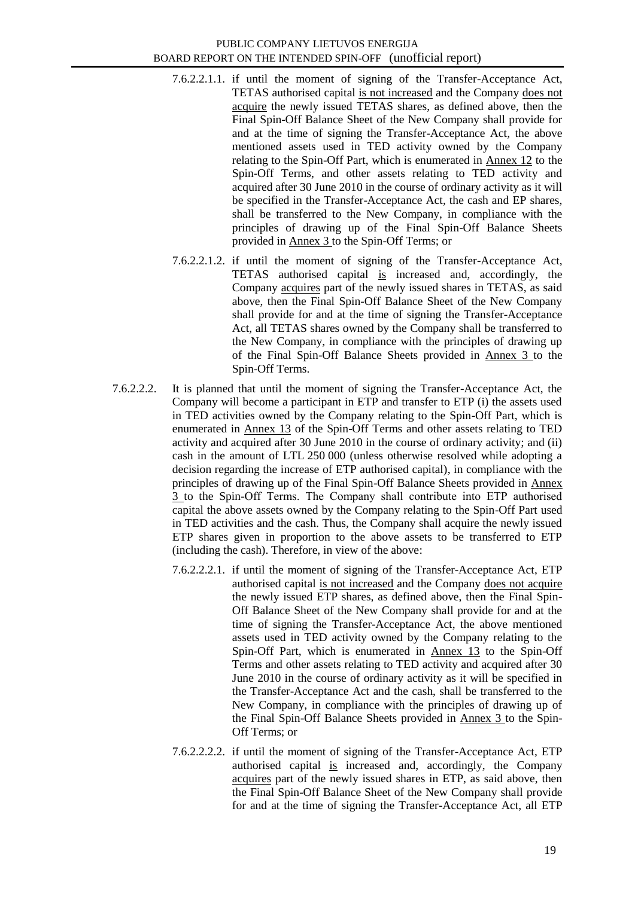7.6.2.2.1.1. if until the moment of signing of the Transfer-Acceptance Act, TETAS authorised capital <u>is not increased</u> and the Company <u>does not acquire</u> the newly issued TETAS shares, as defined above, then the Final Spin-Off Balance Sheet of the New Company shall provide for and at the time of signing the Transfer-Acceptance Act, the above mentioned assets used in TED activity owned by the Company relating to the Spin-Off Part, which is enumerated in <u>Annex 12</u> to the Spin-Off Terms, and other assets relating to TED activity and acquired after 30 June 2010 in the course of ordinary activity as it will be specified in the Transfer-Acceptance Act, the cash and EP shares, shall be transferred to the New Company, in compliance with the principles of drawing up of the Final Spin-Off Balance Sheets provided in <u>Annex 3</u> to the Spin-Off Terms; or

7.6.2.2.1.2. if until the moment of signing of the Transfer-Acceptance Act, TETAS authorised capital <u>is</u> increased and, accordingly, the Company <u>acquires</u> part of the newly issued shares in TETAS, as said above, then the Final Spin-Off Balance Sheet of the New Company shall provide for and at the time of signing the Transfer-Acceptance Act, all TETAS shares owned by the Company shall be transferred to the New Company, in compliance with the principles of drawing up of the Final Spin-Off Balance Sheets provided in <u>Annex 3</u> to the Spin-Off Terms.

7.6.2.2.2. It is planned that until the moment of signing the Transfer-Acceptance Act, the Company will become a participant in ETP and transfer to ETP (i) the assets used in TED activities owned by the Company relating to the Spin-Off Part, which is enumerated in <u>Annex 13</u> of the Spin-Off Terms and other assets relating to TED activity and acquired after 30 June 2010 in the course of ordinary activity; and (ii) cash in the amount of LTL 250 000 (unless otherwise resolved while adopting a decision regarding the increase of ETP authorised capital), in compliance with the principles of drawing up of the Final Spin-Off Balance Sheets provided in <u>Annex 3</u> to the Spin-Off Terms. The Company shall contribute into ETP authorised capital the above assets owned by the Company relating to the Spin-Off Part used in TED activities and the cash. Thus, the Company shall acquire the newly issued ETP shares given in proportion to the above assets to be transferred to ETP (including the cash). Therefore, in view of the above:

7.6.2.2.2.1. if until the moment of signing of the Transfer-Acceptance Act, ETP authorised capital <u>is not increased</u> and the Company <u>does not acquire</u> the newly issued ETP shares, as defined above, then the Final Spin-Off Balance Sheet of the New Company shall provide for and at the time of signing the Transfer-Acceptance Act, the above mentioned assets used in TED activity owned by the Company relating to the Spin-Off Part, which is enumerated in <u>Annex 13</u> to the Spin-Off Terms and other assets relating to TED activity and acquired after 30 June 2010 in the course of ordinary activity as it will be specified in the Transfer-Acceptance Act and the cash, shall be transferred to the New Company, in compliance with the principles of drawing up of the Final Spin-Off Balance Sheets provided in <u>Annex 3</u> to the Spin-Off Terms; or

7.6.2.2.2.2. if until the moment of signing of the Transfer-Acceptance Act, ETP authorised capital <u>is</u> increased and, accordingly, the Company <u>acquires</u> part of the newly issued shares in ETP, as said above, then the Final Spin-Off Balance Sheet of the New Company shall provide for and at the time of signing the Transfer-Acceptance Act, all ETP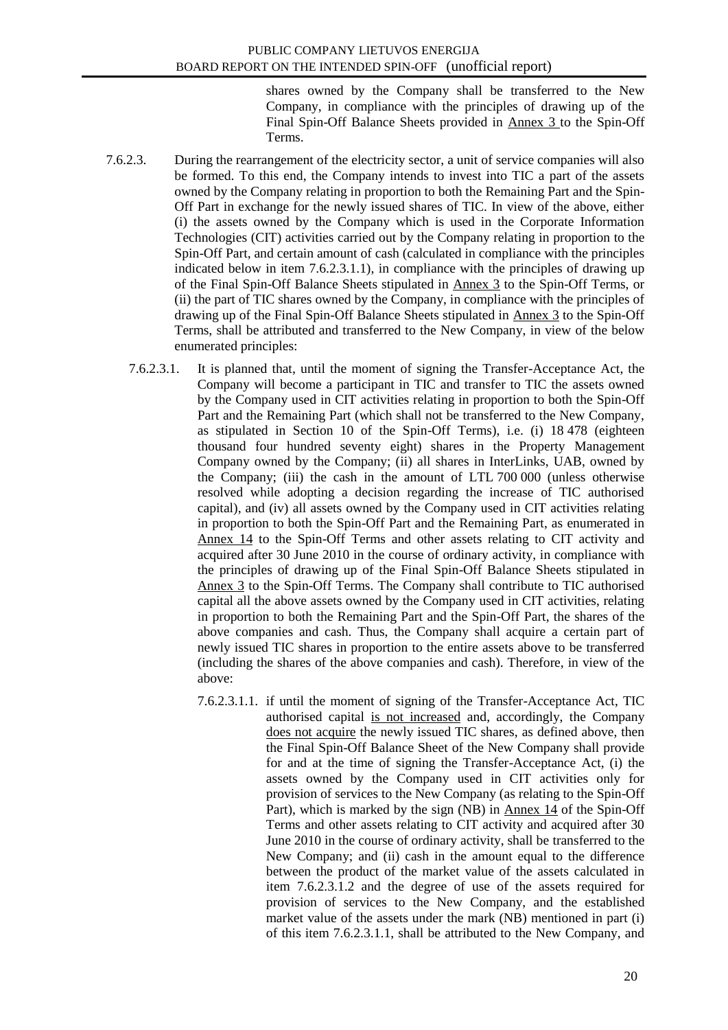shares owned by the Company shall be transferred to the New Company, in compliance with the principles of drawing up of the Final Spin-Off Balance Sheets provided in Annex 3 to the Spin-Off Terms.

7.6.2.3. During the rearrangement of the electricity sector, a unit of service companies will also be formed. To this end, the Company intends to invest into TIC a part of the assets owned by the Company relating in proportion to both the Remaining Part and the Spin-Off Part in exchange for the newly issued shares of TIC. In view of the above, either (i) the assets owned by the Company which is used in the Corporate Information Technologies (CIT) activities carried out by the Company relating in proportion to the Spin-Off Part, and certain amount of cash (calculated in compliance with the principles indicated below in item 7.6.2.3.1.1), in compliance with the principles of drawing up of the Final Spin-Off Balance Sheets stipulated in Annex 3 to the Spin-Off Terms, or (ii) the part of TIC shares owned by the Company, in compliance with the principles of drawing up of the Final Spin-Off Balance Sheets stipulated in Annex 3 to the Spin-Off Terms, shall be attributed and transferred to the New Company, in view of the below enumerated principles:

7.6.2.3.1. It is planned that, until the moment of signing the Transfer-Acceptance Act, the Company will become a participant in TIC and transfer to TIC the assets owned by the Company used in CIT activities relating in proportion to both the Spin-Off Part and the Remaining Part (which shall not be transferred to the New Company, as stipulated in Section 10 of the Spin-Off Terms), i.e. (i) 18 478 (eighteen thousand four hundred seventy eight) shares in the Property Management Company owned by the Company; (ii) all shares in InterLinks, UAB, owned by the Company; (iii) the cash in the amount of LTL 700 000 (unless otherwise resolved while adopting a decision regarding the increase of TIC authorised capital), and (iv) all assets owned by the Company used in CIT activities relating in proportion to both the Spin-Off Part and the Remaining Part, as enumerated in Annex 14 to the Spin-Off Terms and other assets relating to CIT activity and acquired after 30 June 2010 in the course of ordinary activity, in compliance with the principles of drawing up of the Final Spin-Off Balance Sheets stipulated in Annex 3 to the Spin-Off Terms. The Company shall contribute to TIC authorised capital all the above assets owned by the Company used in CIT activities, relating in proportion to both the Remaining Part and the Spin-Off Part, the shares of the above companies and cash. Thus, the Company shall acquire a certain part of newly issued TIC shares in proportion to the entire assets above to be transferred (including the shares of the above companies and cash). Therefore, in view of the above:

7.6.2.3.1.1. if until the moment of signing of the Transfer-Acceptance Act, TIC authorised capital is not increased and, accordingly, the Company does not acquire the newly issued TIC shares, as defined above, then the Final Spin-Off Balance Sheet of the New Company shall provide for and at the time of signing the Transfer-Acceptance Act, (i) the assets owned by the Company used in CIT activities only for provision of services to the New Company (as relating to the Spin-Off Part), which is marked by the sign (NB) in Annex 14 of the Spin-Off Terms and other assets relating to CIT activity and acquired after 30 June 2010 in the course of ordinary activity, shall be transferred to the New Company; and (ii) cash in the amount equal to the difference between the product of the market value of the assets calculated in item 7.6.2.3.1.2 and the degree of use of the assets required for provision of services to the New Company, and the established market value of the assets under the mark (NB) mentioned in part (i) of this item 7.6.2.3.1.1, shall be attributed to the New Company, and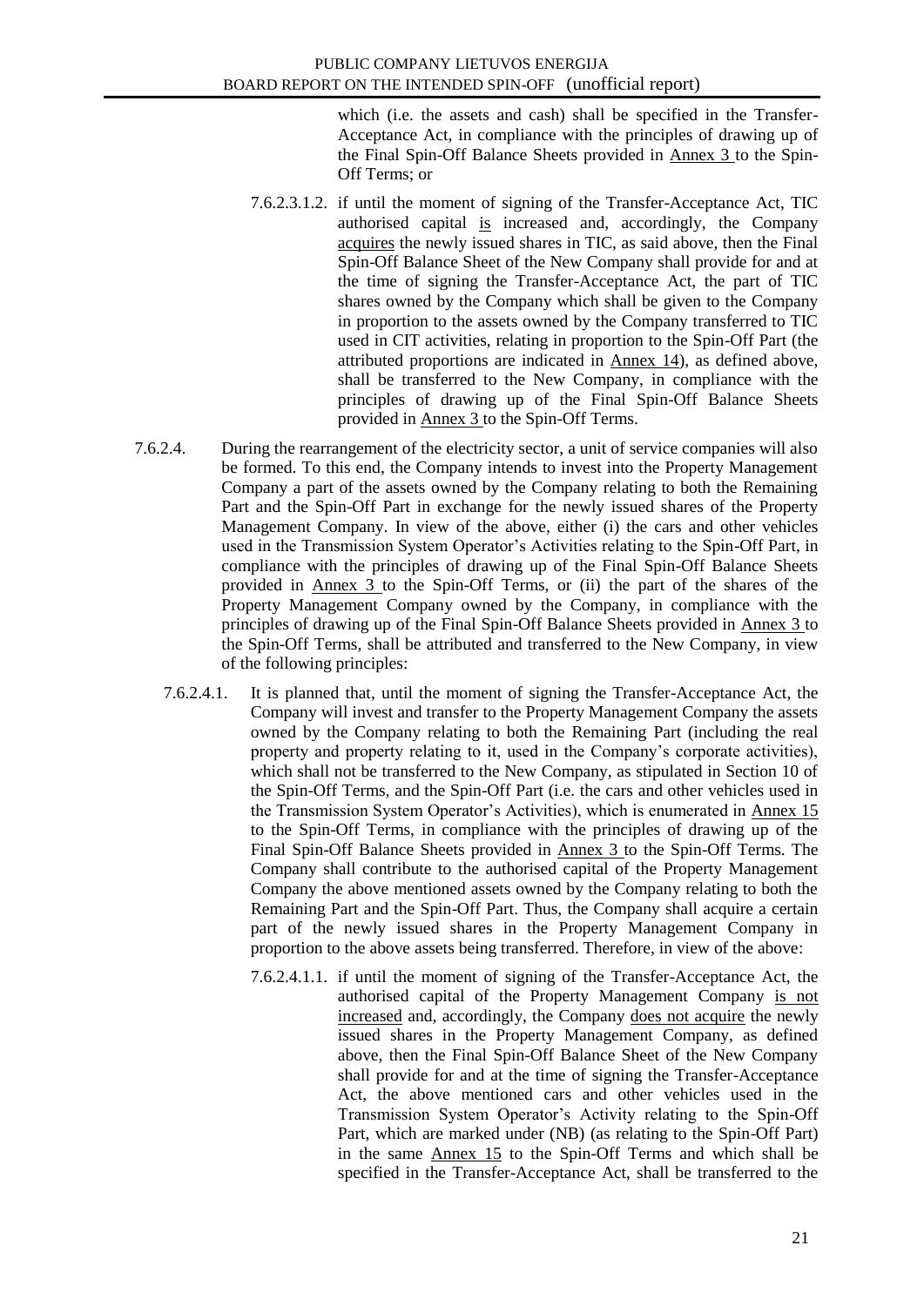which (i.e. the assets and cash) shall be specified in the Transfer-Acceptance Act, in compliance with the principles of drawing up of the Final Spin-Off Balance Sheets provided in Annex 3 to the Spin-Off Terms; or

7.6.2.3.1.2. if until the moment of signing of the Transfer-Acceptance Act, TIC authorised capital is increased and, accordingly, the Company acquires the newly issued shares in TIC, as said above, then the Final Spin-Off Balance Sheet of the New Company shall provide for and at the time of signing the Transfer-Acceptance Act, the part of TIC shares owned by the Company which shall be given to the Company in proportion to the assets owned by the Company transferred to TIC used in CIT activities, relating in proportion to the Spin-Off Part (the attributed proportions are indicated in Annex 14), as defined above, shall be transferred to the New Company, in compliance with the principles of drawing up of the Final Spin-Off Balance Sheets provided in Annex 3 to the Spin-Off Terms.

7.6.2.4. During the rearrangement of the electricity sector, a unit of service companies will also be formed. To this end, the Company intends to invest into the Property Management Company a part of the assets owned by the Company relating to both the Remaining Part and the Spin-Off Part in exchange for the newly issued shares of the Property Management Company. In view of the above, either (i) the cars and other vehicles used in the Transmission System Operator's Activities relating to the Spin-Off Part, in compliance with the principles of drawing up of the Final Spin-Off Balance Sheets provided in Annex 3 to the Spin-Off Terms, or (ii) the part of the shares of the Property Management Company owned by the Company, in compliance with the principles of drawing up of the Final Spin-Off Balance Sheets provided in Annex 3 to the Spin-Off Terms, shall be attributed and transferred to the New Company, in view of the following principles:

7.6.2.4.1. It is planned that, until the moment of signing the Transfer-Acceptance Act, the Company will invest and transfer to the Property Management Company the assets owned by the Company relating to both the Remaining Part (including the real property and property relating to it, used in the Company's corporate activities), which shall not be transferred to the New Company, as stipulated in Section 10 of the Spin-Off Terms, and the Spin-Off Part (i.e. the cars and other vehicles used in the Transmission System Operator's Activities), which is enumerated in Annex 15 to the Spin-Off Terms, in compliance with the principles of drawing up of the Final Spin-Off Balance Sheets provided in Annex 3 to the Spin-Off Terms. The Company shall contribute to the authorised capital of the Property Management Company the above mentioned assets owned by the Company relating to both the Remaining Part and the Spin-Off Part. Thus, the Company shall acquire a certain part of the newly issued shares in the Property Management Company in proportion to the above assets being transferred. Therefore, in view of the above:

7.6.2.4.1.1. if until the moment of signing of the Transfer-Acceptance Act, the authorised capital of the Property Management Company is not increased and, accordingly, the Company does not acquire the newly issued shares in the Property Management Company, as defined above, then the Final Spin-Off Balance Sheet of the New Company shall provide for and at the time of signing the Transfer-Acceptance Act, the above mentioned cars and other vehicles used in the Transmission System Operator's Activity relating to the Spin-Off Part, which are marked under (NB) (as relating to the Spin-Off Part) in the same Annex 15 to the Spin-Off Terms and which shall be specified in the Transfer-Acceptance Act, shall be transferred to the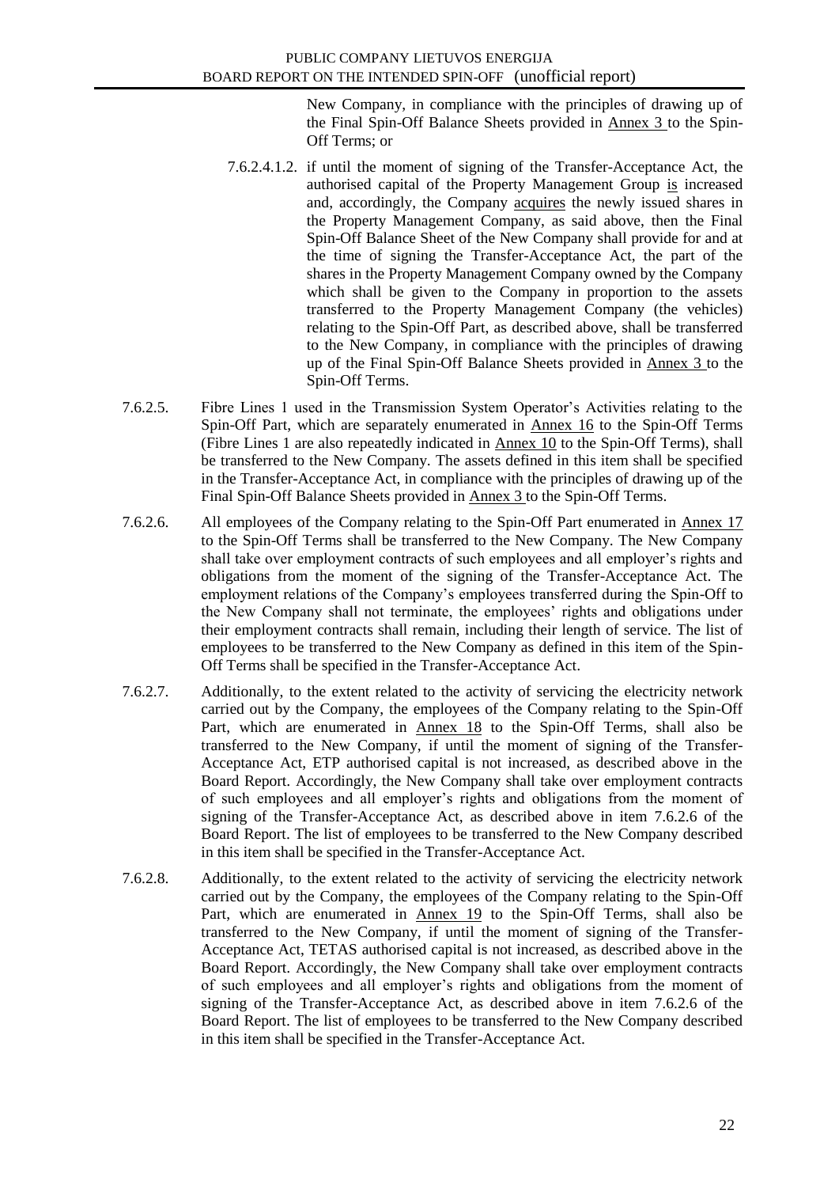New Company, in compliance with the principles of drawing up of the Final Spin-Off Balance Sheets provided in Annex 3 to the Spin-Off Terms; or

7.6.2.4.1.2. if until the moment of signing of the Transfer-Acceptance Act, the authorised capital of the Property Management Group is increased and, accordingly, the Company acquires the newly issued shares in the Property Management Company, as said above, then the Final Spin-Off Balance Sheet of the New Company shall provide for and at the time of signing the Transfer-Acceptance Act, the part of the shares in the Property Management Company owned by the Company which shall be given to the Company in proportion to the assets transferred to the Property Management Company (the vehicles) relating to the Spin-Off Part, as described above, shall be transferred to the New Company, in compliance with the principles of drawing up of the Final Spin-Off Balance Sheets provided in Annex 3 to the Spin-Off Terms.

7.6.2.5. Fibre Lines 1 used in the Transmission System Operator's Activities relating to the Spin-Off Part, which are separately enumerated in Annex 16 to the Spin-Off Terms (Fibre Lines 1 are also repeatedly indicated in Annex 10 to the Spin-Off Terms), shall be transferred to the New Company. The assets defined in this item shall be specified in the Transfer-Acceptance Act, in compliance with the principles of drawing up of the Final Spin-Off Balance Sheets provided in Annex 3 to the Spin-Off Terms.

7.6.2.6. All employees of the Company relating to the Spin-Off Part enumerated in Annex 17 to the Spin-Off Terms shall be transferred to the New Company. The New Company shall take over employment contracts of such employees and all employer's rights and obligations from the moment of the signing of the Transfer-Acceptance Act. The employment relations of the Company's employees transferred during the Spin-Off to the New Company shall not terminate, the employees' rights and obligations under their employment contracts shall remain, including their length of service. The list of employees to be transferred to the New Company as defined in this item of the Spin-Off Terms shall be specified in the Transfer-Acceptance Act.

7.6.2.7. Additionally, to the extent related to the activity of servicing the electricity network carried out by the Company, the employees of the Company relating to the Spin-Off Part, which are enumerated in Annex 18 to the Spin-Off Terms, shall also be transferred to the New Company, if until the moment of signing of the Transfer-Acceptance Act, ETP authorised capital is not increased, as described above in the Board Report. Accordingly, the New Company shall take over employment contracts of such employees and all employer's rights and obligations from the moment of signing of the Transfer-Acceptance Act, as described above in item 7.6.2.6 of the Board Report. The list of employees to be transferred to the New Company described in this item shall be specified in the Transfer-Acceptance Act.

7.6.2.8. Additionally, to the extent related to the activity of servicing the electricity network carried out by the Company, the employees of the Company relating to the Spin-Off Part, which are enumerated in Annex 19 to the Spin-Off Terms, shall also be transferred to the New Company, if until the moment of signing of the Transfer-Acceptance Act, TETAS authorised capital is not increased, as described above in the Board Report. Accordingly, the New Company shall take over employment contracts of such employees and all employer's rights and obligations from the moment of signing of the Transfer-Acceptance Act, as described above in item 7.6.2.6 of the Board Report. The list of employees to be transferred to the New Company described in this item shall be specified in the Transfer-Acceptance Act.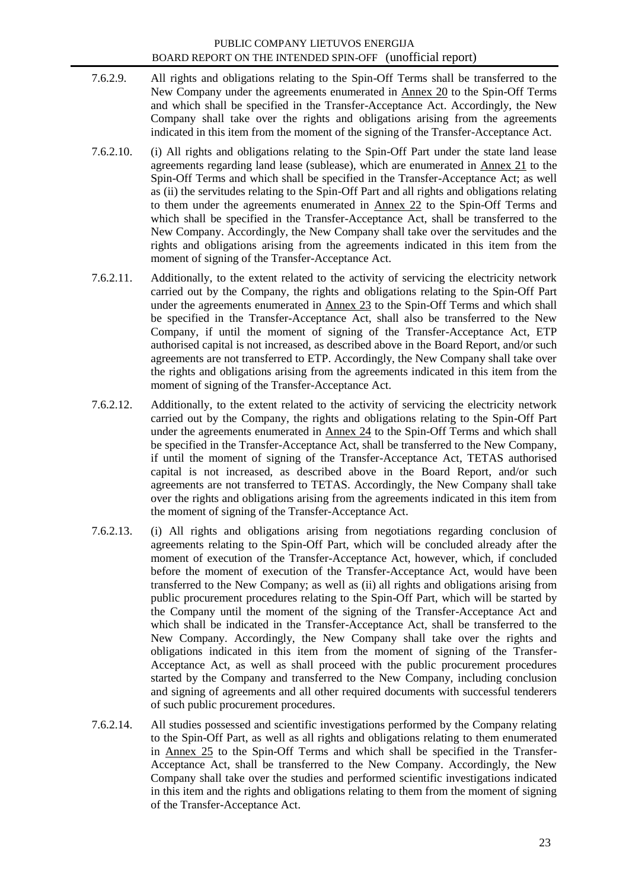7.6.2.9. All rights and obligations relating to the Spin-Off Terms shall be transferred to the New Company under the agreements enumerated in Annex 20 to the Spin-Off Terms and which shall be specified in the Transfer-Acceptance Act. Accordingly, the New Company shall take over the rights and obligations arising from the agreements indicated in this item from the moment of the signing of the Transfer-Acceptance Act.

7.6.2.10. (i) All rights and obligations relating to the Spin-Off Part under the state land lease agreements regarding land lease (sublease), which are enumerated in Annex 21 to the Spin-Off Terms and which shall be specified in the Transfer-Acceptance Act; as well as (ii) the servitudes relating to the Spin-Off Part and all rights and obligations relating to them under the agreements enumerated in Annex 22 to the Spin-Off Terms and which shall be specified in the Transfer-Acceptance Act, shall be transferred to the New Company. Accordingly, the New Company shall take over the servitudes and the rights and obligations arising from the agreements indicated in this item from the moment of signing of the Transfer-Acceptance Act.

7.6.2.11. Additionally, to the extent related to the activity of servicing the electricity network carried out by the Company, the rights and obligations relating to the Spin-Off Part under the agreements enumerated in Annex 23 to the Spin-Off Terms and which shall be specified in the Transfer-Acceptance Act, shall also be transferred to the New Company, if until the moment of signing of the Transfer-Acceptance Act, ETP authorised capital is not increased, as described above in the Board Report, and/or such agreements are not transferred to ETP. Accordingly, the New Company shall take over the rights and obligations arising from the agreements indicated in this item from the moment of signing of the Transfer-Acceptance Act.

7.6.2.12. Additionally, to the extent related to the activity of servicing the electricity network carried out by the Company, the rights and obligations relating to the Spin-Off Part under the agreements enumerated in Annex 24 to the Spin-Off Terms and which shall be specified in the Transfer-Acceptance Act, shall be transferred to the New Company, if until the moment of signing of the Transfer-Acceptance Act, TETAS authorised capital is not increased, as described above in the Board Report, and/or such agreements are not transferred to TETAS. Accordingly, the New Company shall take over the rights and obligations arising from the agreements indicated in this item from the moment of signing of the Transfer-Acceptance Act.

7.6.2.13. (i) All rights and obligations arising from negotiations regarding conclusion of agreements relating to the Spin-Off Part, which will be concluded already after the moment of execution of the Transfer-Acceptance Act, however, which, if concluded before the moment of execution of the Transfer-Acceptance Act, would have been transferred to the New Company; as well as (ii) all rights and obligations arising from public procurement procedures relating to the Spin-Off Part, which will be started by the Company until the moment of the signing of the Transfer-Acceptance Act and which shall be indicated in the Transfer-Acceptance Act, shall be transferred to the New Company. Accordingly, the New Company shall take over the rights and obligations indicated in this item from the moment of signing of the Transfer-Acceptance Act, as well as shall proceed with the public procurement procedures started by the Company and transferred to the New Company, including conclusion and signing of agreements and all other required documents with successful tenderers of such public procurement procedures.

7.6.2.14. All studies possessed and scientific investigations performed by the Company relating to the Spin-Off Part, as well as all rights and obligations relating to them enumerated in Annex 25 to the Spin-Off Terms and which shall be specified in the Transfer-Acceptance Act, shall be transferred to the New Company. Accordingly, the New Company shall take over the studies and performed scientific investigations indicated in this item and the rights and obligations relating to them from the moment of signing of the Transfer-Acceptance Act.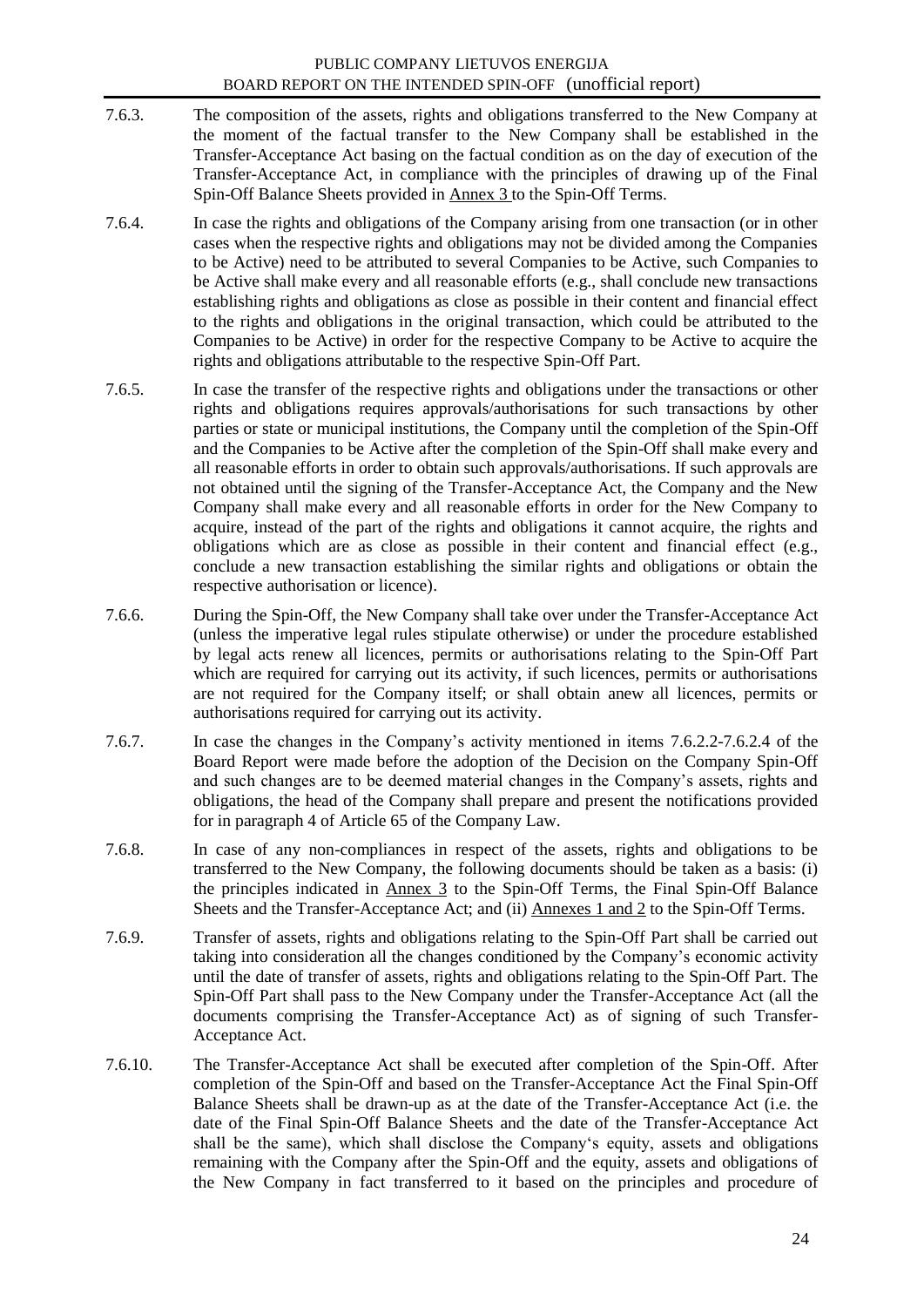7.6.3. The composition of the assets, rights and obligations transferred to the New Company at the moment of the factual transfer to the New Company shall be established in the Transfer-Acceptance Act basing on the factual condition as on the day of execution of the Transfer-Acceptance Act, in compliance with the principles of drawing up of the Final Spin-Off Balance Sheets provided in Annex 3 to the Spin-Off Terms.

7.6.4. In case the rights and obligations of the Company arising from one transaction (or in other cases when the respective rights and obligations may not be divided among the Companies to be Active) need to be attributed to several Companies to be Active, such Companies to be Active shall make every and all reasonable efforts (e.g., shall conclude new transactions establishing rights and obligations as close as possible in their content and financial effect to the rights and obligations in the original transaction, which could be attributed to the Companies to be Active) in order for the respective Company to be Active to acquire the rights and obligations attributable to the respective Spin-Off Part.

7.6.5. In case the transfer of the respective rights and obligations under the transactions or other rights and obligations requires approvals/authorisations for such transactions by other parties or state or municipal institutions, the Company until the completion of the Spin-Off and the Companies to be Active after the completion of the Spin-Off shall make every and all reasonable efforts in order to obtain such approvals/authorisations. If such approvals are not obtained until the signing of the Transfer-Acceptance Act, the Company and the New Company shall make every and all reasonable efforts in order for the New Company to acquire, instead of the part of the rights and obligations it cannot acquire, the rights and obligations which are as close as possible in their content and financial effect (e.g., conclude a new transaction establishing the similar rights and obligations or obtain the respective authorisation or licence).

7.6.6. During the Spin-Off, the New Company shall take over under the Transfer-Acceptance Act (unless the imperative legal rules stipulate otherwise) or under the procedure established by legal acts renew all licences, permits or authorisations relating to the Spin-Off Part which are required for carrying out its activity, if such licences, permits or authorisations are not required for the Company itself; or shall obtain anew all licences, permits or authorisations required for carrying out its activity.

7.6.7. In case the changes in the Company's activity mentioned in items 7.6.2.2-7.6.2.4 of the Board Report were made before the adoption of the Decision on the Company Spin-Off and such changes are to be deemed material changes in the Company's assets, rights and obligations, the head of the Company shall prepare and present the notifications provided for in paragraph 4 of Article 65 of the Company Law.

7.6.8. In case of any non-compliances in respect of the assets, rights and obligations to be transferred to the New Company, the following documents should be taken as a basis: (i) the principles indicated in Annex 3 to the Spin-Off Terms, the Final Spin-Off Balance Sheets and the Transfer-Acceptance Act; and (ii) Annexes 1 and 2 to the Spin-Off Terms.

7.6.9. Transfer of assets, rights and obligations relating to the Spin-Off Part shall be carried out taking into consideration all the changes conditioned by the Company's economic activity until the date of transfer of assets, rights and obligations relating to the Spin-Off Part. The Spin-Off Part shall pass to the New Company under the Transfer-Acceptance Act (all the documents comprising the Transfer-Acceptance Act) as of signing of such Transfer-Acceptance Act.

7.6.10. The Transfer-Acceptance Act shall be executed after completion of the Spin-Off. After completion of the Spin-Off and based on the Transfer-Acceptance Act the Final Spin-Off Balance Sheets shall be drawn-up as at the date of the Transfer-Acceptance Act (i.e. the date of the Final Spin-Off Balance Sheets and the date of the Transfer-Acceptance Act shall be the same), which shall disclose the Company's equity, assets and obligations remaining with the Company after the Spin-Off and the equity, assets and obligations of the New Company in fact transferred to it based on the principles and procedure of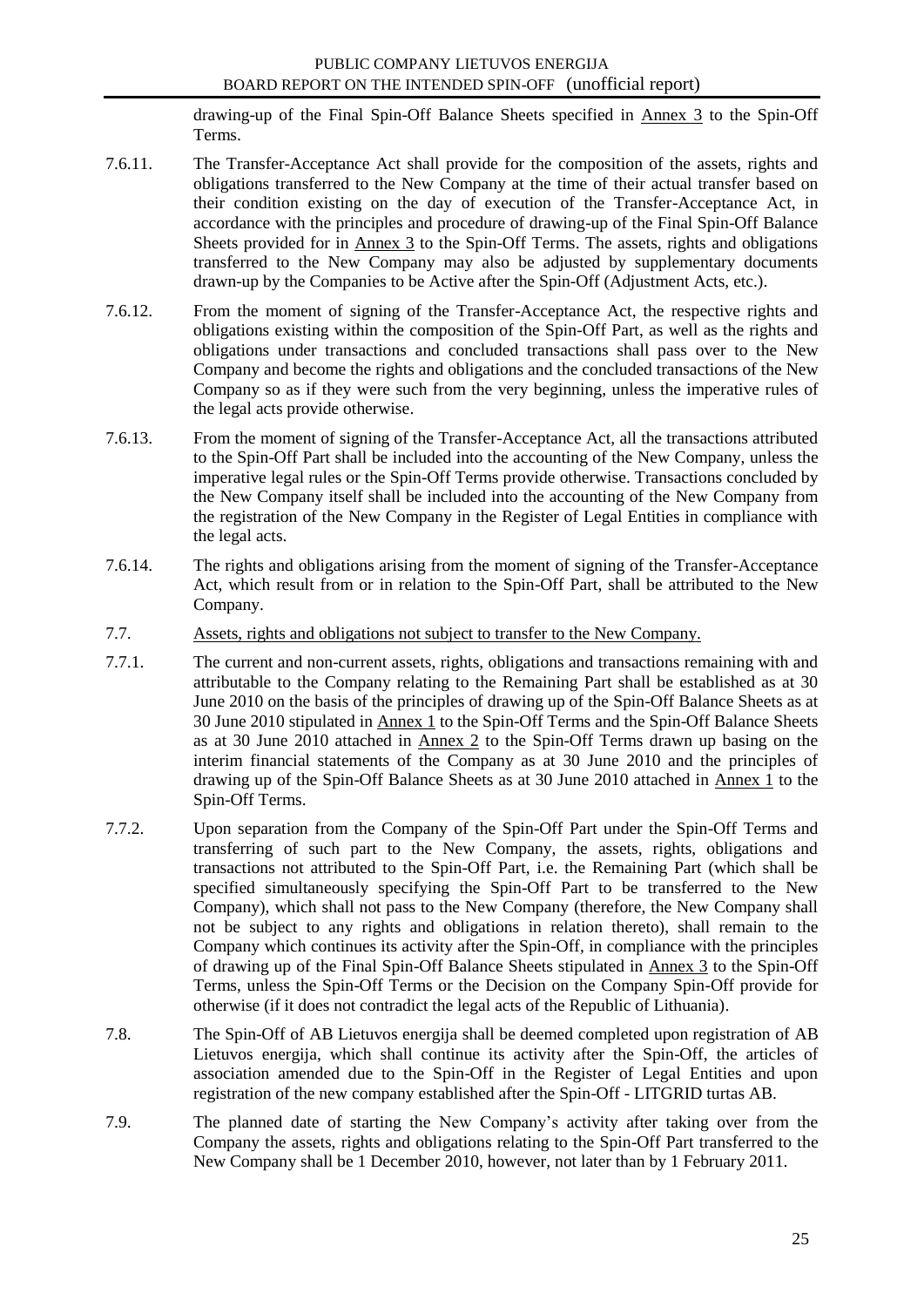drawing-up of the Final Spin-Off Balance Sheets specified in Annex 3 to the Spin-Off Terms.

7.6.11. The Transfer-Acceptance Act shall provide for the composition of the assets, rights and obligations transferred to the New Company at the time of their actual transfer based on their condition existing on the day of execution of the Transfer-Acceptance Act, in accordance with the principles and procedure of drawing-up of the Final Spin-Off Balance Sheets provided for in Annex 3 to the Spin-Off Terms. The assets, rights and obligations transferred to the New Company may also be adjusted by supplementary documents drawn-up by the Companies to be Active after the Spin-Off (Adjustment Acts, etc.).

7.6.12. From the moment of signing of the Transfer-Acceptance Act, the respective rights and obligations existing within the composition of the Spin-Off Part, as well as the rights and obligations under transactions and concluded transactions shall pass over to the New Company and become the rights and obligations and the concluded transactions of the New Company so as if they were such from the very beginning, unless the imperative rules of the legal acts provide otherwise.

7.6.13. From the moment of signing of the Transfer-Acceptance Act, all the transactions attributed to the Spin-Off Part shall be included into the accounting of the New Company, unless the imperative legal rules or the Spin-Off Terms provide otherwise. Transactions concluded by the New Company itself shall be included into the accounting of the New Company from the registration of the New Company in the Register of Legal Entities in compliance with the legal acts.

7.6.14. The rights and obligations arising from the moment of signing of the Transfer-Acceptance Act, which result from or in relation to the Spin-Off Part, shall be attributed to the New Company.

7.7. Assets, rights and obligations not subject to transfer to the New Company.

7.7.1. The current and non-current assets, rights, obligations and transactions remaining with and attributable to the Company relating to the Remaining Part shall be established as at 30 June 2010 on the basis of the principles of drawing up of the Spin-Off Balance Sheets as at 30 June 2010 stipulated in Annex 1 to the Spin-Off Terms and the Spin-Off Balance Sheets as at 30 June 2010 attached in Annex 2 to the Spin-Off Terms drawn up basing on the interim financial statements of the Company as at 30 June 2010 and the principles of drawing up of the Spin-Off Balance Sheets as at 30 June 2010 attached in Annex 1 to the Spin-Off Terms.

7.7.2. Upon separation from the Company of the Spin-Off Part under the Spin-Off Terms and transferring of such part to the New Company, the assets, rights, obligations and transactions not attributed to the Spin-Off Part, i.e. the Remaining Part (which shall be specified simultaneously specifying the Spin-Off Part to be transferred to the New Company), which shall not pass to the New Company (therefore, the New Company shall not be subject to any rights and obligations in relation thereto), shall remain to the Company which continues its activity after the Spin-Off, in compliance with the principles of drawing up of the Final Spin-Off Balance Sheets stipulated in Annex 3 to the Spin-Off Terms, unless the Spin-Off Terms or the Decision on the Company Spin-Off provide for otherwise (if it does not contradict the legal acts of the Republic of Lithuania).

7.8. The Spin-Off of AB Lietuvos energija shall be deemed completed upon registration of AB Lietuvos energija, which shall continue its activity after the Spin-Off, the articles of association amended due to the Spin-Off in the Register of Legal Entities and upon registration of the new company established after the Spin-Off - LITGRID turtas AB.

7.9. The planned date of starting the New Company's activity after taking over from the Company the assets, rights and obligations relating to the Spin-Off Part transferred to the New Company shall be 1 December 2010, however, not later than by 1 February 2011.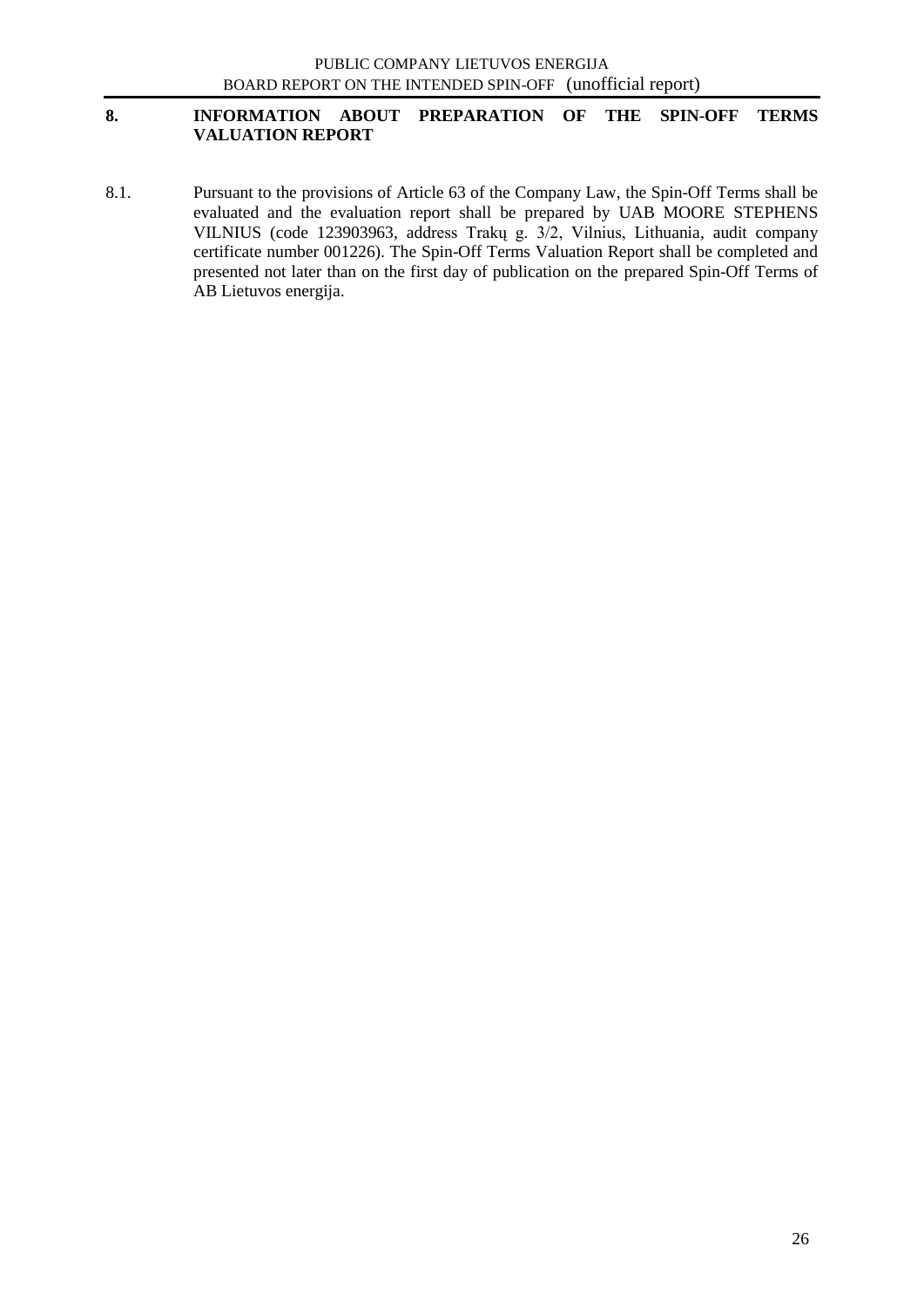## 8. INFORMATION ABOUT PREPARATION OF THE SPIN-OFF TERMS VALUATION REPORT

8.1. Pursuant to the provisions of Article 63 of the Company Law, the Spin-Off Terms shall be evaluated and the evaluation report shall be prepared by UAB MOORE STEPHENS VILNIUS (code 123903963, address Trakų g. 3/2, Vilnius, Lithuania, audit company certificate number 001226). The Spin-Off Terms Valuation Report shall be completed and presented not later than on the first day of publication on the prepared Spin-Off Terms of AB Lietuvos energija.